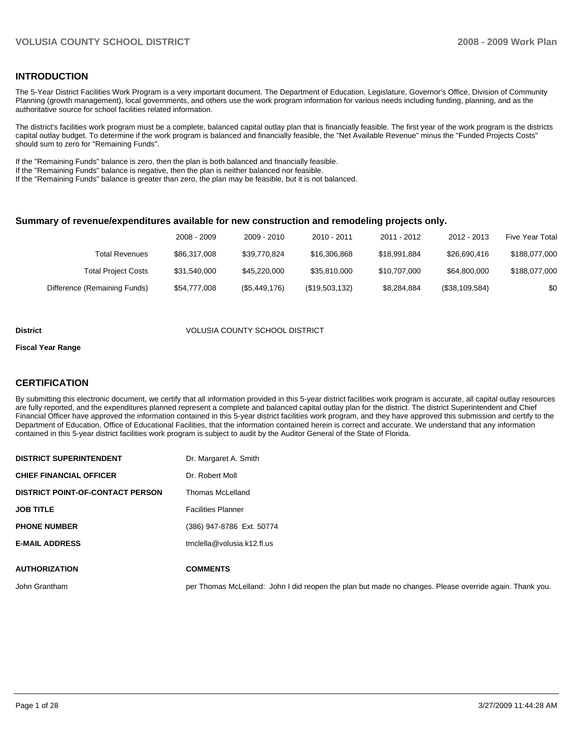## INTRODUCTION

The 5-Year District Facilities Work Program is a very important document. The Department of Education, Legislature, Governor's Office, Division of Community Planning (growth management), local governments, and others use the work program information for various needs including funding, planning, and as the authoritative source for school facilities related information.

The district's facilities work program must be a complete, balanced capital outlay plan that is financially feasible. The first year of the work program is the districts capital outlay budget. To determine if the work program is balanced and financially feasible, the "Net Available Revenue" minus the "Funded Projects Costs" should sum to zero for "Remaining Funds".

If the "Remaining Funds" balance is zero, then the plan is both balanced and financially feasible.
If the "Remaining Funds" balance is negative, then the plan is neither balanced nor feasible.
If the "Remaining Funds" balance is greater than zero, the plan may be feasible, but it is not balanced.

### Summary of revenue/expenditures available for new construction and remodeling projects only.

| | 2008 - 2009 | 2009 - 2010 | 2010 - 2011 | 2011 - 2012 | 2012 - 2013 | Five Year Total |
|---|---|---|---|---|---|---|
| Total Revenues | $86,317,008 | $39,770,824 | $16,306,868 | $18,991,884 | $26,690,416 | $188,077,000 |
| Total Project Costs | $31,540,000 | $45,220,000 | $35,810,000 | $10,707,000 | $64,800,000 | $188,077,000 |
| Difference (Remaining Funds) | $54,777,008 | ($5,449,176) | ($19,503,132) | $8,284,884 | ($38,109,584) | $0 |

**District** VOLUSIA COUNTY SCHOOL DISTRICT

**Fiscal Year Range**

## CERTIFICATION

By submitting this electronic document, we certify that all information provided in this 5-year district facilities work program is accurate, all capital outlay resources are fully reported, and the expenditures planned represent a complete and balanced capital outlay plan for the district. The district Superintendent and Chief Financial Officer have approved the information contained in this 5-year district facilities work program, and they have approved this submission and certify to the Department of Education, Office of Educational Facilities, that the information contained herein is correct and accurate. We understand that any information contained in this 5-year district facilities work program is subject to audit by the Auditor General of the State of Florida.

| | |
|---|---|
| **DISTRICT SUPERINTENDENT** | Dr. Margaret A. Smith |
| **CHIEF FINANCIAL OFFICER** | Dr. Robert Moll |
| **DISTRICT POINT-OF-CONTACT PERSON** | Thomas McLelland |
| **JOB TITLE** | Facilities Planner |
| **PHONE NUMBER** | (386) 947-8786 Ext. 50774 |
| **E-MAIL ADDRESS** | tmclella@volusia.k12.fl.us |

| **AUTHORIZATION** | **COMMENTS** |
|---|---|
| John Grantham | per Thomas McLelland: John I did reopen the plan but made no changes. Please override again. Thank you. |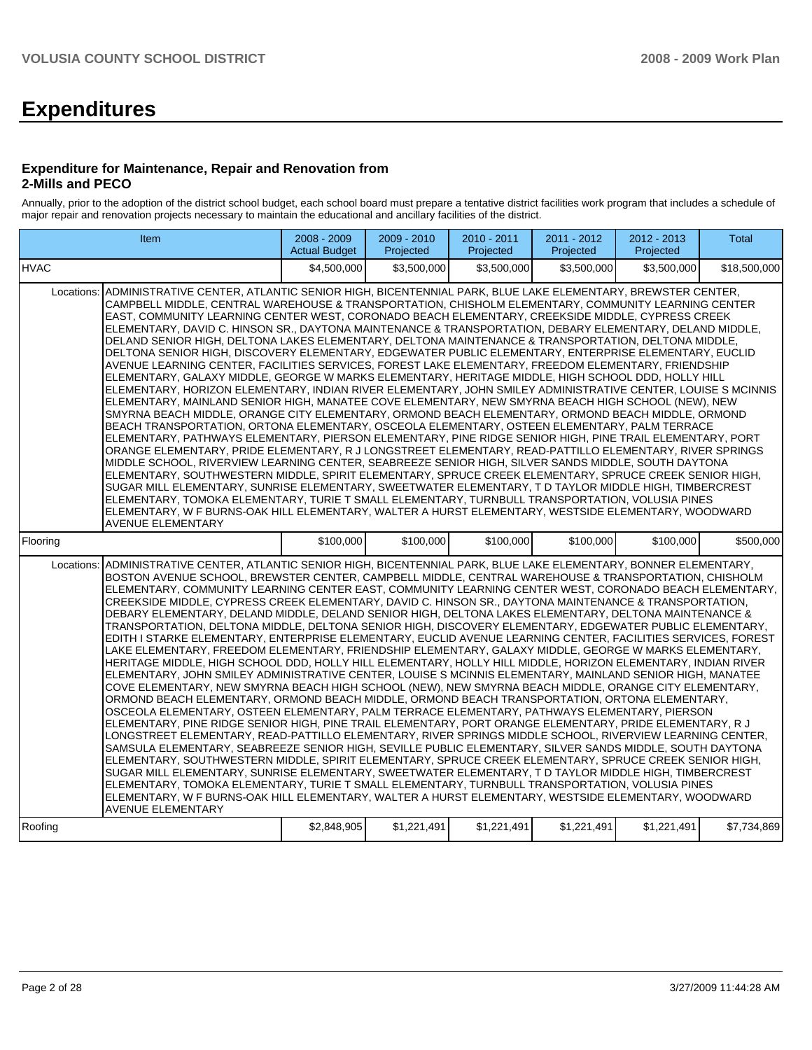# Expenditures

### Expenditure for Maintenance, Repair and Renovation from 2-Mills and PECO

Annually, prior to the adoption of the district school budget, each school board must prepare a tentative district facilities work program that includes a schedule of major repair and renovation projects necessary to maintain the educational and ancillary facilities of the district.

| Item | | 2008 - 2009 Actual Budget | 2009 - 2010 Projected | 2010 - 2011 Projected | 2011 - 2012 Projected | 2012 - 2013 Projected | Total |
|---|---|---|---|---|---|---|---|
| HVAC | | $4,500,000 | $3,500,000 | $3,500,000 | $3,500,000 | $3,500,000 | $18,500,000 |
| Locations: | ADMINISTRATIVE CENTER, ATLANTIC SENIOR HIGH, BICENTENNIAL PARK, BLUE LAKE ELEMENTARY, BREWSTER CENTER, CAMPBELL MIDDLE, CENTRAL WAREHOUSE & TRANSPORTATION, CHISHOLM ELEMENTARY, COMMUNITY LEARNING CENTER EAST, COMMUNITY LEARNING CENTER WEST, CORONADO BEACH ELEMENTARY, CREEKSIDE MIDDLE, CYPRESS CREEK ELEMENTARY, DAVID C. HINSON SR., DAYTONA MAINTENANCE & TRANSPORTATION, DEBARY ELEMENTARY, DELAND MIDDLE, DELAND SENIOR HIGH, DELTONA LAKES ELEMENTARY, DELTONA MAINTENANCE & TRANSPORTATION, DELTONA MIDDLE, DELTONA SENIOR HIGH, DISCOVERY ELEMENTARY, EDGEWATER PUBLIC ELEMENTARY, ENTERPRISE ELEMENTARY, EUCLID AVENUE LEARNING CENTER, FACILITIES SERVICES, FOREST LAKE ELEMENTARY, FREEDOM ELEMENTARY, FRIENDSHIP ELEMENTARY, GALAXY MIDDLE, GEORGE W MARKS ELEMENTARY, HERITAGE MIDDLE, HIGH SCHOOL DDD, HOLLY HILL ELEMENTARY, HORIZON ELEMENTARY, INDIAN RIVER ELEMENTARY, JOHN SMILEY ADMINISTRATIVE CENTER, LOUISE S MCINNIS ELEMENTARY, MAINLAND SENIOR HIGH, MANATEE COVE ELEMENTARY, NEW SMYRNA BEACH HIGH SCHOOL (NEW), NEW SMYRNA BEACH MIDDLE, ORANGE CITY ELEMENTARY, ORMOND BEACH ELEMENTARY, ORMOND BEACH MIDDLE, ORMOND BEACH TRANSPORTATION, ORTONA ELEMENTARY, OSCEOLA ELEMENTARY, OSTEEN ELEMENTARY, PALM TERRACE ELEMENTARY, PATHWAYS ELEMENTARY, PIERSON ELEMENTARY, PINE RIDGE SENIOR HIGH, PINE TRAIL ELEMENTARY, PORT ORANGE ELEMENTARY, PRIDE ELEMENTARY, R J LONGSTREET ELEMENTARY, READ-PATTILLO ELEMENTARY, RIVER SPRINGS MIDDLE SCHOOL, RIVERVIEW LEARNING CENTER, SEABREEZE SENIOR HIGH, SILVER SANDS MIDDLE, SOUTH DAYTONA ELEMENTARY, SOUTHWESTERN MIDDLE, SPIRIT ELEMENTARY, SPRUCE CREEK ELEMENTARY, SPRUCE CREEK SENIOR HIGH, SUGAR MILL ELEMENTARY, SUNRISE ELEMENTARY, SWEETWATER ELEMENTARY, T D TAYLOR MIDDLE HIGH, TIMBERCREST ELEMENTARY, TOMOKA ELEMENTARY, TURIE T SMALL ELEMENTARY, TURNBULL TRANSPORTATION, VOLUSIA PINES ELEMENTARY, W F BURNS-OAK HILL ELEMENTARY, WALTER A HURST ELEMENTARY, WESTSIDE ELEMENTARY, WOODWARD AVENUE ELEMENTARY | | | | | | |
| Flooring | | $100,000 | $100,000 | $100,000 | $100,000 | $100,000 | $500,000 |
| Locations: | ADMINISTRATIVE CENTER, ATLANTIC SENIOR HIGH, BICENTENNIAL PARK, BLUE LAKE ELEMENTARY, BONNER ELEMENTARY, BOSTON AVENUE SCHOOL, BREWSTER CENTER, CAMPBELL MIDDLE, CENTRAL WAREHOUSE & TRANSPORTATION, CHISHOLM ELEMENTARY, COMMUNITY LEARNING CENTER EAST, COMMUNITY LEARNING CENTER WEST, CORONADO BEACH ELEMENTARY, CREEKSIDE MIDDLE, CYPRESS CREEK ELEMENTARY, DAVID C. HINSON SR., DAYTONA MAINTENANCE & TRANSPORTATION, DEBARY ELEMENTARY, DELAND MIDDLE, DELAND SENIOR HIGH, DELTONA LAKES ELEMENTARY, DELTONA MAINTENANCE & TRANSPORTATION, DELTONA MIDDLE, DELTONA SENIOR HIGH, DISCOVERY ELEMENTARY, EDGEWATER PUBLIC ELEMENTARY, EDITH I STARKE ELEMENTARY, ENTERPRISE ELEMENTARY, EUCLID AVENUE LEARNING CENTER, FACILITIES SERVICES, FOREST LAKE ELEMENTARY, FREEDOM ELEMENTARY, FRIENDSHIP ELEMENTARY, GALAXY MIDDLE, GEORGE W MARKS ELEMENTARY, HERITAGE MIDDLE, HIGH SCHOOL DDD, HOLLY HILL ELEMENTARY, HOLLY HILL MIDDLE, HORIZON ELEMENTARY, INDIAN RIVER ELEMENTARY, JOHN SMILEY ADMINISTRATIVE CENTER, LOUISE S MCINNIS ELEMENTARY, MAINLAND SENIOR HIGH, MANATEE COVE ELEMENTARY, NEW SMYRNA BEACH HIGH SCHOOL (NEW), NEW SMYRNA BEACH MIDDLE, ORANGE CITY ELEMENTARY, ORMOND BEACH ELEMENTARY, ORMOND BEACH MIDDLE, ORMOND BEACH TRANSPORTATION, ORTONA ELEMENTARY, OSCEOLA ELEMENTARY, OSTEEN ELEMENTARY, PALM TERRACE ELEMENTARY, PATHWAYS ELEMENTARY, PIERSON ELEMENTARY, PINE RIDGE SENIOR HIGH, PINE TRAIL ELEMENTARY, PORT ORANGE ELEMENTARY, PRIDE ELEMENTARY, R J LONGSTREET ELEMENTARY, READ-PATTILLO ELEMENTARY, RIVER SPRINGS MIDDLE SCHOOL, RIVERVIEW LEARNING CENTER, SAMSULA ELEMENTARY, SEABREEZE SENIOR HIGH, SEVILLE PUBLIC ELEMENTARY, SILVER SANDS MIDDLE, SOUTH DAYTONA ELEMENTARY, SOUTHWESTERN MIDDLE, SPIRIT ELEMENTARY, SPRUCE CREEK ELEMENTARY, SPRUCE CREEK SENIOR HIGH, SUGAR MILL ELEMENTARY, SUNRISE ELEMENTARY, SWEETWATER ELEMENTARY, T D TAYLOR MIDDLE HIGH, TIMBERCREST ELEMENTARY, TOMOKA ELEMENTARY, TURIE T SMALL ELEMENTARY, TURNBULL TRANSPORTATION, VOLUSIA PINES ELEMENTARY, W F BURNS-OAK HILL ELEMENTARY, WALTER A HURST ELEMENTARY, WESTSIDE ELEMENTARY, WOODWARD AVENUE ELEMENTARY | | | | | | |
| Roofing | | $2,848,905 | $1,221,491 | $1,221,491 | $1,221,491 | $1,221,491 | $7,734,869 |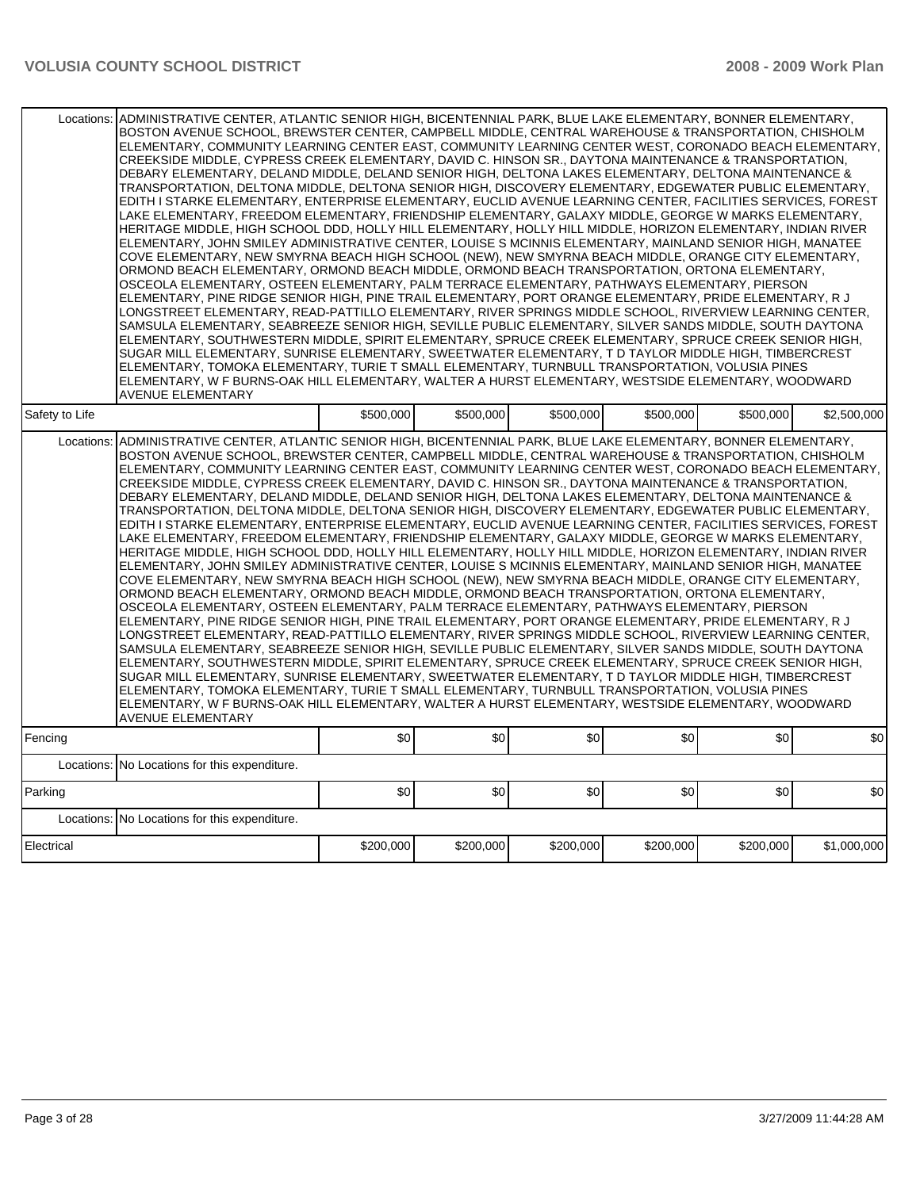| | | | | | | |
|---|---|---|---|---|---|---|
| Locations: | ADMINISTRATIVE CENTER, ATLANTIC SENIOR HIGH, BICENTENNIAL PARK, BLUE LAKE ELEMENTARY, BONNER ELEMENTARY, BOSTON AVENUE SCHOOL, BREWSTER CENTER, CAMPBELL MIDDLE, CENTRAL WAREHOUSE & TRANSPORTATION, CHISHOLM ELEMENTARY, COMMUNITY LEARNING CENTER EAST, COMMUNITY LEARNING CENTER WEST, CORONADO BEACH ELEMENTARY, CREEKSIDE MIDDLE, CYPRESS CREEK ELEMENTARY, DAVID C. HINSON SR., DAYTONA MAINTENANCE & TRANSPORTATION, DEBARY ELEMENTARY, DELAND MIDDLE, DELAND SENIOR HIGH, DELTONA LAKES ELEMENTARY, DELTONA MAINTENANCE & TRANSPORTATION, DELTONA MIDDLE, DELTONA SENIOR HIGH, DISCOVERY ELEMENTARY, EDGEWATER PUBLIC ELEMENTARY, EDITH I STARKE ELEMENTARY, ENTERPRISE ELEMENTARY, EUCLID AVENUE LEARNING CENTER, FACILITIES SERVICES, FOREST LAKE ELEMENTARY, FREEDOM ELEMENTARY, FRIENDSHIP ELEMENTARY, GALAXY MIDDLE, GEORGE W MARKS ELEMENTARY, HERITAGE MIDDLE, HIGH SCHOOL DDD, HOLLY HILL ELEMENTARY, HOLLY HILL MIDDLE, HORIZON ELEMENTARY, INDIAN RIVER ELEMENTARY, JOHN SMILEY ADMINISTRATIVE CENTER, LOUISE S MCINNIS ELEMENTARY, MAINLAND SENIOR HIGH, MANATEE COVE ELEMENTARY, NEW SMYRNA BEACH HIGH SCHOOL (NEW), NEW SMYRNA BEACH MIDDLE, ORANGE CITY ELEMENTARY, ORMOND BEACH ELEMENTARY, ORMOND BEACH MIDDLE, ORMOND BEACH TRANSPORTATION, ORTONA ELEMENTARY, OSCEOLA ELEMENTARY, OSTEEN ELEMENTARY, PALM TERRACE ELEMENTARY, PATHWAYS ELEMENTARY, PIERSON ELEMENTARY, PINE RIDGE SENIOR HIGH, PINE TRAIL ELEMENTARY, PORT ORANGE ELEMENTARY, PRIDE ELEMENTARY, R J LONGSTREET ELEMENTARY, READ-PATTILLO ELEMENTARY, RIVER SPRINGS MIDDLE SCHOOL, RIVERVIEW LEARNING CENTER, SAMSULA ELEMENTARY, SEABREEZE SENIOR HIGH, SEVILLE PUBLIC ELEMENTARY, SILVER SANDS MIDDLE, SOUTH DAYTONA ELEMENTARY, SOUTHWESTERN MIDDLE, SPIRIT ELEMENTARY, SPRUCE CREEK ELEMENTARY, SPRUCE CREEK SENIOR HIGH, SUGAR MILL ELEMENTARY, SUNRISE ELEMENTARY, SWEETWATER ELEMENTARY, T D TAYLOR MIDDLE HIGH, TIMBERCREST ELEMENTARY, TOMOKA ELEMENTARY, TURIE T SMALL ELEMENTARY, TURNBULL TRANSPORTATION, VOLUSIA PINES ELEMENTARY, W F BURNS-OAK HILL ELEMENTARY, WALTER A HURST ELEMENTARY, WESTSIDE ELEMENTARY, WOODWARD AVENUE ELEMENTARY | | | | | |
| Safety to Life | | $500,000 | $500,000 | $500,000 | $500,000 | $500,000 | $2,500,000 |
| Locations: | ADMINISTRATIVE CENTER, ATLANTIC SENIOR HIGH, BICENTENNIAL PARK, BLUE LAKE ELEMENTARY, BONNER ELEMENTARY, BOSTON AVENUE SCHOOL, BREWSTER CENTER, CAMPBELL MIDDLE, CENTRAL WAREHOUSE & TRANSPORTATION, CHISHOLM ELEMENTARY, COMMUNITY LEARNING CENTER EAST, COMMUNITY LEARNING CENTER WEST, CORONADO BEACH ELEMENTARY, CREEKSIDE MIDDLE, CYPRESS CREEK ELEMENTARY, DAVID C. HINSON SR., DAYTONA MAINTENANCE & TRANSPORTATION, DEBARY ELEMENTARY, DELAND MIDDLE, DELAND SENIOR HIGH, DELTONA LAKES ELEMENTARY, DELTONA MAINTENANCE & TRANSPORTATION, DELTONA MIDDLE, DELTONA SENIOR HIGH, DISCOVERY ELEMENTARY, EDGEWATER PUBLIC ELEMENTARY, EDITH I STARKE ELEMENTARY, ENTERPRISE ELEMENTARY, EUCLID AVENUE LEARNING CENTER, FACILITIES SERVICES, FOREST LAKE ELEMENTARY, FREEDOM ELEMENTARY, FRIENDSHIP ELEMENTARY, GALAXY MIDDLE, GEORGE W MARKS ELEMENTARY, HERITAGE MIDDLE, HIGH SCHOOL DDD, HOLLY HILL ELEMENTARY, HOLLY HILL MIDDLE, HORIZON ELEMENTARY, INDIAN RIVER ELEMENTARY, JOHN SMILEY ADMINISTRATIVE CENTER, LOUISE S MCINNIS ELEMENTARY, MAINLAND SENIOR HIGH, MANATEE COVE ELEMENTARY, NEW SMYRNA BEACH HIGH SCHOOL (NEW), NEW SMYRNA BEACH MIDDLE, ORANGE CITY ELEMENTARY, ORMOND BEACH ELEMENTARY, ORMOND BEACH MIDDLE, ORMOND BEACH TRANSPORTATION, ORTONA ELEMENTARY, OSCEOLA ELEMENTARY, OSTEEN ELEMENTARY, PALM TERRACE ELEMENTARY, PATHWAYS ELEMENTARY, PIERSON ELEMENTARY, PINE RIDGE SENIOR HIGH, PINE TRAIL ELEMENTARY, PORT ORANGE ELEMENTARY, PRIDE ELEMENTARY, R J LONGSTREET ELEMENTARY, READ-PATTILLO ELEMENTARY, RIVER SPRINGS MIDDLE SCHOOL, RIVERVIEW LEARNING CENTER, SAMSULA ELEMENTARY, SEABREEZE SENIOR HIGH, SEVILLE PUBLIC ELEMENTARY, SILVER SANDS MIDDLE, SOUTH DAYTONA ELEMENTARY, SOUTHWESTERN MIDDLE, SPIRIT ELEMENTARY, SPRUCE CREEK ELEMENTARY, SPRUCE CREEK SENIOR HIGH, SUGAR MILL ELEMENTARY, SUNRISE ELEMENTARY, SWEETWATER ELEMENTARY, T D TAYLOR MIDDLE HIGH, TIMBERCREST ELEMENTARY, TOMOKA ELEMENTARY, TURIE T SMALL ELEMENTARY, TURNBULL TRANSPORTATION, VOLUSIA PINES ELEMENTARY, W F BURNS-OAK HILL ELEMENTARY, WALTER A HURST ELEMENTARY, WESTSIDE ELEMENTARY, WOODWARD AVENUE ELEMENTARY | | | | | |
| Fencing | | $0 | $0 | $0 | $0 | $0 | $0 |
| Locations: | No Locations for this expenditure. | | | | | |
| Parking | | $0 | $0 | $0 | $0 | $0 | $0 |
| Locations: | No Locations for this expenditure. | | | | | |
| Electrical | | $200,000 | $200,000 | $200,000 | $200,000 | $200,000 | $1,000,000 |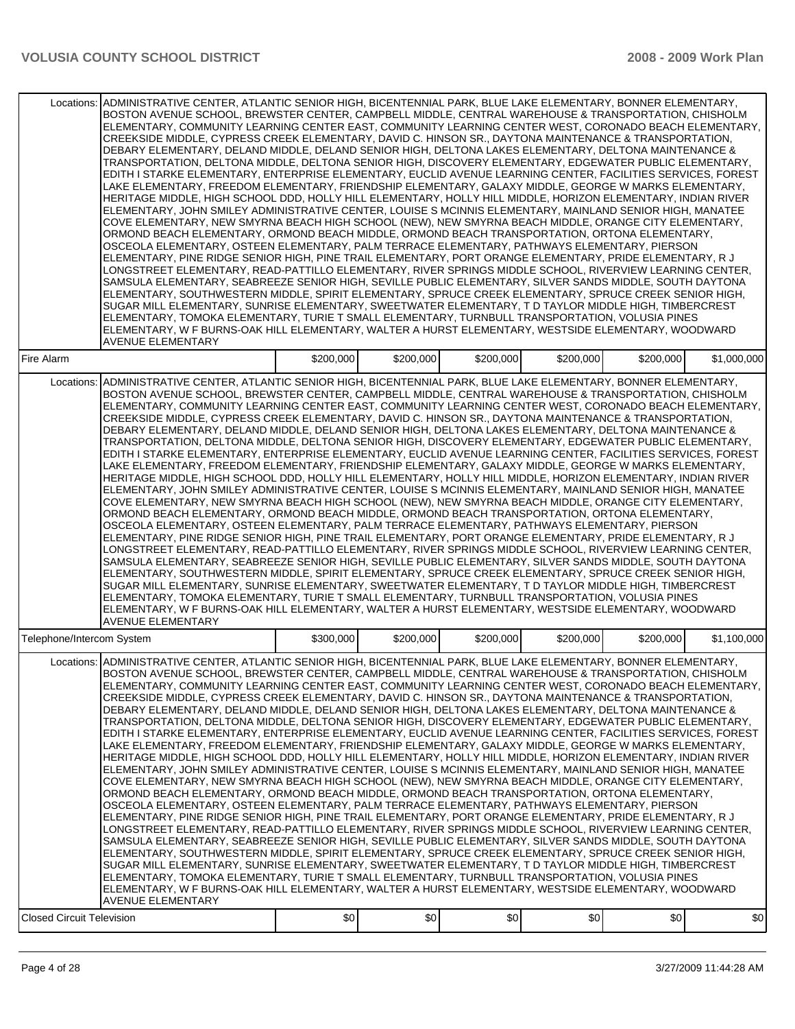| | | | | | | |
|---|---|---|---|---|---|---|
| Locations: | ADMINISTRATIVE CENTER, ATLANTIC SENIOR HIGH, BICENTENNIAL PARK, BLUE LAKE ELEMENTARY, BONNER ELEMENTARY, BOSTON AVENUE SCHOOL, BREWSTER CENTER, CAMPBELL MIDDLE, CENTRAL WAREHOUSE & TRANSPORTATION, CHISHOLM ELEMENTARY, COMMUNITY LEARNING CENTER EAST, COMMUNITY LEARNING CENTER WEST, CORONADO BEACH ELEMENTARY, CREEKSIDE MIDDLE, CYPRESS CREEK ELEMENTARY, DAVID C. HINSON SR., DAYTONA MAINTENANCE & TRANSPORTATION, DEBARY ELEMENTARY, DELAND MIDDLE, DELAND SENIOR HIGH, DELTONA LAKES ELEMENTARY, DELTONA MAINTENANCE & TRANSPORTATION, DELTONA MIDDLE, DELTONA SENIOR HIGH, DISCOVERY ELEMENTARY, EDGEWATER PUBLIC ELEMENTARY, EDITH I STARKE ELEMENTARY, ENTERPRISE ELEMENTARY, EUCLID AVENUE LEARNING CENTER, FACILITIES SERVICES, FOREST LAKE ELEMENTARY, FREEDOM ELEMENTARY, FRIENDSHIP ELEMENTARY, GALAXY MIDDLE, GEORGE W MARKS ELEMENTARY, HERITAGE MIDDLE, HIGH SCHOOL DDD, HOLLY HILL ELEMENTARY, HOLLY HILL MIDDLE, HORIZON ELEMENTARY, INDIAN RIVER ELEMENTARY, JOHN SMILEY ADMINISTRATIVE CENTER, LOUISE S MCINNIS ELEMENTARY, MAINLAND SENIOR HIGH, MANATEE COVE ELEMENTARY, NEW SMYRNA BEACH HIGH SCHOOL (NEW), NEW SMYRNA BEACH MIDDLE, ORANGE CITY ELEMENTARY, ORMOND BEACH ELEMENTARY, ORMOND BEACH MIDDLE, ORMOND BEACH TRANSPORTATION, ORTONA ELEMENTARY, OSCEOLA ELEMENTARY, OSTEEN ELEMENTARY, PALM TERRACE ELEMENTARY, PATHWAYS ELEMENTARY, PIERSON ELEMENTARY, PINE RIDGE SENIOR HIGH, PINE TRAIL ELEMENTARY, PORT ORANGE ELEMENTARY, PRIDE ELEMENTARY, R J LONGSTREET ELEMENTARY, READ-PATTILLO ELEMENTARY, RIVER SPRINGS MIDDLE SCHOOL, RIVERVIEW LEARNING CENTER, SAMSULA ELEMENTARY, SEABREEZE SENIOR HIGH, SEVILLE PUBLIC ELEMENTARY, SILVER SANDS MIDDLE, SOUTH DAYTONA ELEMENTARY, SOUTHWESTERN MIDDLE, SPIRIT ELEMENTARY, SPRUCE CREEK ELEMENTARY, SPRUCE CREEK SENIOR HIGH, SUGAR MILL ELEMENTARY, SUNRISE ELEMENTARY, SWEETWATER ELEMENTARY, T D TAYLOR MIDDLE HIGH, TIMBERCREST ELEMENTARY, TOMOKA ELEMENTARY, TURIE T SMALL ELEMENTARY, TURNBULL TRANSPORTATION, VOLUSIA PINES ELEMENTARY, W F BURNS-OAK HILL ELEMENTARY, WALTER A HURST ELEMENTARY, WESTSIDE ELEMENTARY, WOODWARD AVENUE ELEMENTARY | | | | | |
| Fire Alarm | | $200,000 | $200,000 | $200,000 | $200,000 | $200,000 | $1,000,000 |
| Locations: | ADMINISTRATIVE CENTER, ATLANTIC SENIOR HIGH, BICENTENNIAL PARK, BLUE LAKE ELEMENTARY, BONNER ELEMENTARY, BOSTON AVENUE SCHOOL, BREWSTER CENTER, CAMPBELL MIDDLE, CENTRAL WAREHOUSE & TRANSPORTATION, CHISHOLM ELEMENTARY, COMMUNITY LEARNING CENTER EAST, COMMUNITY LEARNING CENTER WEST, CORONADO BEACH ELEMENTARY, CREEKSIDE MIDDLE, CYPRESS CREEK ELEMENTARY, DAVID C. HINSON SR., DAYTONA MAINTENANCE & TRANSPORTATION, DEBARY ELEMENTARY, DELAND MIDDLE, DELAND SENIOR HIGH, DELTONA LAKES ELEMENTARY, DELTONA MAINTENANCE & TRANSPORTATION, DELTONA MIDDLE, DELTONA SENIOR HIGH, DISCOVERY ELEMENTARY, EDGEWATER PUBLIC ELEMENTARY, EDITH I STARKE ELEMENTARY, ENTERPRISE ELEMENTARY, EUCLID AVENUE LEARNING CENTER, FACILITIES SERVICES, FOREST LAKE ELEMENTARY, FREEDOM ELEMENTARY, FRIENDSHIP ELEMENTARY, GALAXY MIDDLE, GEORGE W MARKS ELEMENTARY, HERITAGE MIDDLE, HIGH SCHOOL DDD, HOLLY HILL ELEMENTARY, HOLLY HILL MIDDLE, HORIZON ELEMENTARY, INDIAN RIVER ELEMENTARY, JOHN SMILEY ADMINISTRATIVE CENTER, LOUISE S MCINNIS ELEMENTARY, MAINLAND SENIOR HIGH, MANATEE COVE ELEMENTARY, NEW SMYRNA BEACH HIGH SCHOOL (NEW), NEW SMYRNA BEACH MIDDLE, ORANGE CITY ELEMENTARY, ORMOND BEACH ELEMENTARY, ORMOND BEACH MIDDLE, ORMOND BEACH TRANSPORTATION, ORTONA ELEMENTARY, OSCEOLA ELEMENTARY, OSTEEN ELEMENTARY, PALM TERRACE ELEMENTARY, PATHWAYS ELEMENTARY, PIERSON ELEMENTARY, PINE RIDGE SENIOR HIGH, PINE TRAIL ELEMENTARY, PORT ORANGE ELEMENTARY, PRIDE ELEMENTARY, R J LONGSTREET ELEMENTARY, READ-PATTILLO ELEMENTARY, RIVER SPRINGS MIDDLE SCHOOL, RIVERVIEW LEARNING CENTER, SAMSULA ELEMENTARY, SEABREEZE SENIOR HIGH, SEVILLE PUBLIC ELEMENTARY, SILVER SANDS MIDDLE, SOUTH DAYTONA ELEMENTARY, SOUTHWESTERN MIDDLE, SPIRIT ELEMENTARY, SPRUCE CREEK ELEMENTARY, SPRUCE CREEK SENIOR HIGH, SUGAR MILL ELEMENTARY, SUNRISE ELEMENTARY, SWEETWATER ELEMENTARY, T D TAYLOR MIDDLE HIGH, TIMBERCREST ELEMENTARY, TOMOKA ELEMENTARY, TURIE T SMALL ELEMENTARY, TURNBULL TRANSPORTATION, VOLUSIA PINES ELEMENTARY, W F BURNS-OAK HILL ELEMENTARY, WALTER A HURST ELEMENTARY, WESTSIDE ELEMENTARY, WOODWARD AVENUE ELEMENTARY | | | | | |
| Telephone/Intercom System | | $300,000 | $200,000 | $200,000 | $200,000 | $200,000 | $1,100,000 |
| Locations: | ADMINISTRATIVE CENTER, ATLANTIC SENIOR HIGH, BICENTENNIAL PARK, BLUE LAKE ELEMENTARY, BONNER ELEMENTARY, BOSTON AVENUE SCHOOL, BREWSTER CENTER, CAMPBELL MIDDLE, CENTRAL WAREHOUSE & TRANSPORTATION, CHISHOLM ELEMENTARY, COMMUNITY LEARNING CENTER EAST, COMMUNITY LEARNING CENTER WEST, CORONADO BEACH ELEMENTARY, CREEKSIDE MIDDLE, CYPRESS CREEK ELEMENTARY, DAVID C. HINSON SR., DAYTONA MAINTENANCE & TRANSPORTATION, DEBARY ELEMENTARY, DELAND MIDDLE, DELAND SENIOR HIGH, DELTONA LAKES ELEMENTARY, DELTONA MAINTENANCE & TRANSPORTATION, DELTONA MIDDLE, DELTONA SENIOR HIGH, DISCOVERY ELEMENTARY, EDGEWATER PUBLIC ELEMENTARY, EDITH I STARKE ELEMENTARY, ENTERPRISE ELEMENTARY, EUCLID AVENUE LEARNING CENTER, FACILITIES SERVICES, FOREST LAKE ELEMENTARY, FREEDOM ELEMENTARY, FRIENDSHIP ELEMENTARY, GALAXY MIDDLE, GEORGE W MARKS ELEMENTARY, HERITAGE MIDDLE, HIGH SCHOOL DDD, HOLLY HILL ELEMENTARY, HOLLY HILL MIDDLE, HORIZON ELEMENTARY, INDIAN RIVER ELEMENTARY, JOHN SMILEY ADMINISTRATIVE CENTER, LOUISE S MCINNIS ELEMENTARY, MAINLAND SENIOR HIGH, MANATEE COVE ELEMENTARY, NEW SMYRNA BEACH HIGH SCHOOL (NEW), NEW SMYRNA BEACH MIDDLE, ORANGE CITY ELEMENTARY, ORMOND BEACH ELEMENTARY, ORMOND BEACH MIDDLE, ORMOND BEACH TRANSPORTATION, ORTONA ELEMENTARY, OSCEOLA ELEMENTARY, OSTEEN ELEMENTARY, PALM TERRACE ELEMENTARY, PATHWAYS ELEMENTARY, PIERSON ELEMENTARY, PINE RIDGE SENIOR HIGH, PINE TRAIL ELEMENTARY, PORT ORANGE ELEMENTARY, PRIDE ELEMENTARY, R J LONGSTREET ELEMENTARY, READ-PATTILLO ELEMENTARY, RIVER SPRINGS MIDDLE SCHOOL, RIVERVIEW LEARNING CENTER, SAMSULA ELEMENTARY, SEABREEZE SENIOR HIGH, SEVILLE PUBLIC ELEMENTARY, SILVER SANDS MIDDLE, SOUTH DAYTONA ELEMENTARY, SOUTHWESTERN MIDDLE, SPIRIT ELEMENTARY, SPRUCE CREEK ELEMENTARY, SPRUCE CREEK SENIOR HIGH, SUGAR MILL ELEMENTARY, SUNRISE ELEMENTARY, SWEETWATER ELEMENTARY, T D TAYLOR MIDDLE HIGH, TIMBERCREST ELEMENTARY, TOMOKA ELEMENTARY, TURIE T SMALL ELEMENTARY, TURNBULL TRANSPORTATION, VOLUSIA PINES ELEMENTARY, W F BURNS-OAK HILL ELEMENTARY, WALTER A HURST ELEMENTARY, WESTSIDE ELEMENTARY, WOODWARD AVENUE ELEMENTARY | | | | | |
| Closed Circuit Television | | $0 | $0 | $0 | $0 | $0 | $0 |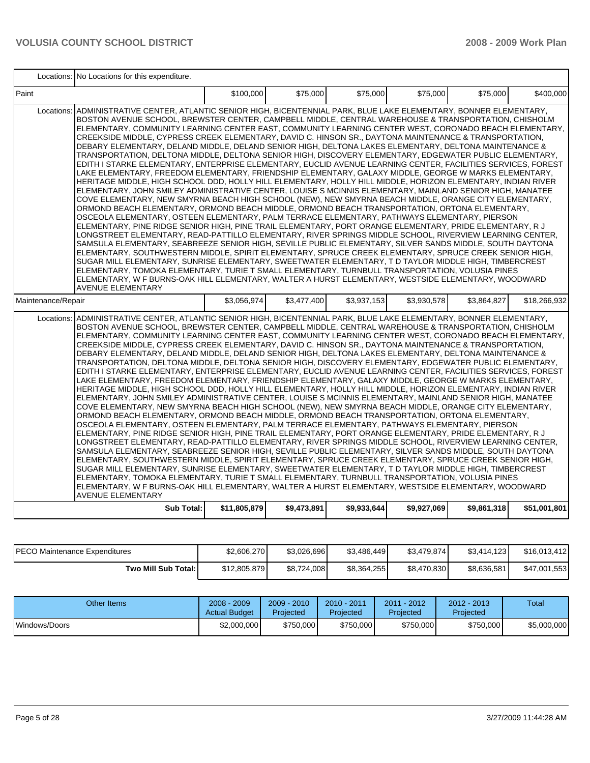| | | | | | | | |
|---|---|---|---|---|---|---|---|
| Locations: | No Locations for this expenditure. | | | | | | |
| Paint | | $100,000 | $75,000 | $75,000 | $75,000 | $75,000 | $400,000 |
| Locations: | ADMINISTRATIVE CENTER, ATLANTIC SENIOR HIGH, BICENTENNIAL PARK, BLUE LAKE ELEMENTARY, BONNER ELEMENTARY, BOSTON AVENUE SCHOOL, BREWSTER CENTER, CAMPBELL MIDDLE, CENTRAL WAREHOUSE & TRANSPORTATION, CHISHOLM ELEMENTARY, COMMUNITY LEARNING CENTER EAST, COMMUNITY LEARNING CENTER WEST, CORONADO BEACH ELEMENTARY, CREEKSIDE MIDDLE, CYPRESS CREEK ELEMENTARY, DAVID C. HINSON SR., DAYTONA MAINTENANCE & TRANSPORTATION, DEBARY ELEMENTARY, DELAND MIDDLE, DELAND SENIOR HIGH, DELTONA LAKES ELEMENTARY, DELTONA MAINTENANCE & TRANSPORTATION, DELTONA MIDDLE, DELTONA SENIOR HIGH, DISCOVERY ELEMENTARY, EDGEWATER PUBLIC ELEMENTARY, EDITH I STARKE ELEMENTARY, ENTERPRISE ELEMENTARY, EUCLID AVENUE LEARNING CENTER, FACILITIES SERVICES, FOREST LAKE ELEMENTARY, FREEDOM ELEMENTARY, FRIENDSHIP ELEMENTARY, GALAXY MIDDLE, GEORGE W MARKS ELEMENTARY, HERITAGE MIDDLE, HIGH SCHOOL DDD, HOLLY HILL ELEMENTARY, HOLLY HILL MIDDLE, HORIZON ELEMENTARY, INDIAN RIVER ELEMENTARY, JOHN SMILEY ADMINISTRATIVE CENTER, LOUISE S MCINNIS ELEMENTARY, MAINLAND SENIOR HIGH, MANATEE COVE ELEMENTARY, NEW SMYRNA BEACH HIGH SCHOOL (NEW), NEW SMYRNA BEACH MIDDLE, ORANGE CITY ELEMENTARY, ORMOND BEACH ELEMENTARY, ORMOND BEACH MIDDLE, ORMOND BEACH TRANSPORTATION, ORTONA ELEMENTARY, OSCEOLA ELEMENTARY, OSTEEN ELEMENTARY, PALM TERRACE ELEMENTARY, PATHWAYS ELEMENTARY, PIERSON ELEMENTARY, PINE RIDGE SENIOR HIGH, PINE TRAIL ELEMENTARY, PORT ORANGE ELEMENTARY, PRIDE ELEMENTARY, R J LONGSTREET ELEMENTARY, READ-PATTILLO ELEMENTARY, RIVER SPRINGS MIDDLE SCHOOL, RIVERVIEW LEARNING CENTER, SAMSULA ELEMENTARY, SEABREEZE SENIOR HIGH, SEVILLE PUBLIC ELEMENTARY, SILVER SANDS MIDDLE, SOUTH DAYTONA ELEMENTARY, SOUTHWESTERN MIDDLE, SPIRIT ELEMENTARY, SPRUCE CREEK ELEMENTARY, SPRUCE CREEK SENIOR HIGH, SUGAR MILL ELEMENTARY, SUNRISE ELEMENTARY, SWEETWATER ELEMENTARY, T D TAYLOR MIDDLE HIGH, TIMBERCREST ELEMENTARY, TOMOKA ELEMENTARY, TURIE T SMALL ELEMENTARY, TURNBULL TRANSPORTATION, VOLUSIA PINES ELEMENTARY, W F BURNS-OAK HILL ELEMENTARY, WALTER A HURST ELEMENTARY, WESTSIDE ELEMENTARY, WOODWARD AVENUE ELEMENTARY | | | | | | |
| Maintenance/Repair | | $3,056,974 | $3,477,400 | $3,937,153 | $3,930,578 | $3,864,827 | $18,266,932 |
| Locations: | ADMINISTRATIVE CENTER, ATLANTIC SENIOR HIGH, BICENTENNIAL PARK, BLUE LAKE ELEMENTARY, BONNER ELEMENTARY, BOSTON AVENUE SCHOOL, BREWSTER CENTER, CAMPBELL MIDDLE, CENTRAL WAREHOUSE & TRANSPORTATION, CHISHOLM ELEMENTARY, COMMUNITY LEARNING CENTER EAST, COMMUNITY LEARNING CENTER WEST, CORONADO BEACH ELEMENTARY, CREEKSIDE MIDDLE, CYPRESS CREEK ELEMENTARY, DAVID C. HINSON SR., DAYTONA MAINTENANCE & TRANSPORTATION, DEBARY ELEMENTARY, DELAND MIDDLE, DELAND SENIOR HIGH, DELTONA LAKES ELEMENTARY, DELTONA MAINTENANCE & TRANSPORTATION, DELTONA MIDDLE, DELTONA SENIOR HIGH, DISCOVERY ELEMENTARY, EDGEWATER PUBLIC ELEMENTARY, EDITH I STARKE ELEMENTARY, ENTERPRISE ELEMENTARY, EUCLID AVENUE LEARNING CENTER, FACILITIES SERVICES, FOREST LAKE ELEMENTARY, FREEDOM ELEMENTARY, FRIENDSHIP ELEMENTARY, GALAXY MIDDLE, GEORGE W MARKS ELEMENTARY, HERITAGE MIDDLE, HIGH SCHOOL DDD, HOLLY HILL ELEMENTARY, HOLLY HILL MIDDLE, HORIZON ELEMENTARY, INDIAN RIVER ELEMENTARY, JOHN SMILEY ADMINISTRATIVE CENTER, LOUISE S MCINNIS ELEMENTARY, MAINLAND SENIOR HIGH, MANATEE COVE ELEMENTARY, NEW SMYRNA BEACH HIGH SCHOOL (NEW), NEW SMYRNA BEACH MIDDLE, ORANGE CITY ELEMENTARY, ORMOND BEACH ELEMENTARY, ORMOND BEACH MIDDLE, ORMOND BEACH TRANSPORTATION, ORTONA ELEMENTARY, OSCEOLA ELEMENTARY, OSTEEN ELEMENTARY, PALM TERRACE ELEMENTARY, PATHWAYS ELEMENTARY, PIERSON ELEMENTARY, PINE RIDGE SENIOR HIGH, PINE TRAIL ELEMENTARY, PORT ORANGE ELEMENTARY, PRIDE ELEMENTARY, R J LONGSTREET ELEMENTARY, READ-PATTILLO ELEMENTARY, RIVER SPRINGS MIDDLE SCHOOL, RIVERVIEW LEARNING CENTER, SAMSULA ELEMENTARY, SEABREEZE SENIOR HIGH, SEVILLE PUBLIC ELEMENTARY, SILVER SANDS MIDDLE, SOUTH DAYTONA ELEMENTARY, SOUTHWESTERN MIDDLE, SPIRIT ELEMENTARY, SPRUCE CREEK ELEMENTARY, SPRUCE CREEK SENIOR HIGH, SUGAR MILL ELEMENTARY, SUNRISE ELEMENTARY, SWEETWATER ELEMENTARY, T D TAYLOR MIDDLE HIGH, TIMBERCREST ELEMENTARY, TOMOKA ELEMENTARY, TURIE T SMALL ELEMENTARY, TURNBULL TRANSPORTATION, VOLUSIA PINES ELEMENTARY, W F BURNS-OAK HILL ELEMENTARY, WALTER A HURST ELEMENTARY, WESTSIDE ELEMENTARY, WOODWARD AVENUE ELEMENTARY | | | | | | |
| | **Sub Total:** | **$11,805,879** | **$9,473,891** | **$9,933,644** | **$9,927,069** | **$9,861,318** | **$51,001,801** |

| | | | | | | |
|---|---|---|---|---|---|---|
| PECO Maintenance Expenditures | $2,606,270 | $3,026,696 | $3,486,449 | $3,479,874 | $3,414,123 | $16,013,412 |
| **Two Mill Sub Total:** | $12,805,879 | $8,724,008 | $8,364,255 | $8,470,830 | $8,636,581 | $47,001,553 |

| Other Items | 2008 - 2009 Actual Budget | 2009 - 2010 Projected | 2010 - 2011 Projected | 2011 - 2012 Projected | 2012 - 2013 Projected | Total |
|---|---|---|---|---|---|---|
| Windows/Doors | $2,000,000 | $750,000 | $750,000 | $750,000 | $750,000 | $5,000,000 |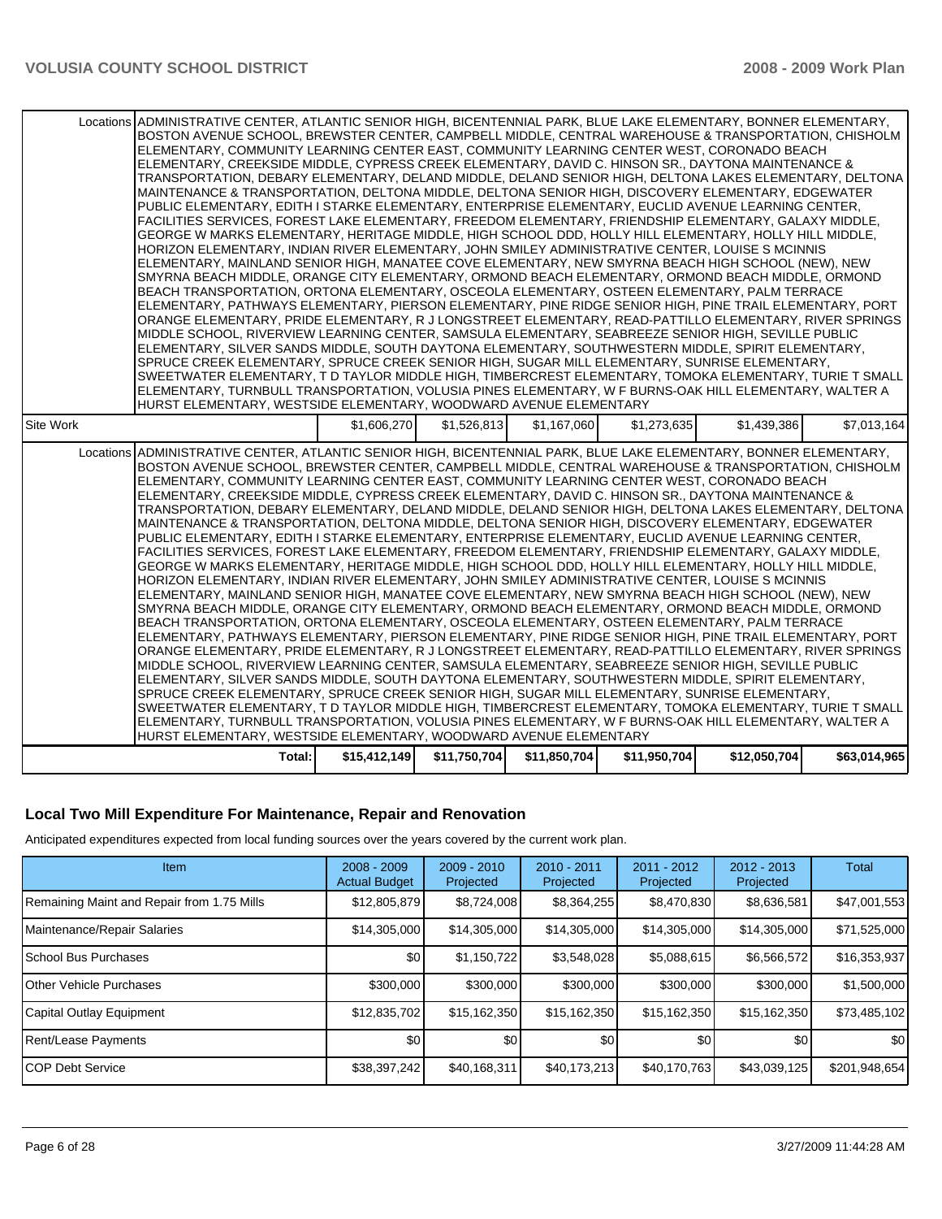| | | | | | | |
|---|---|---|---|---|---|---|
| Locations | ADMINISTRATIVE CENTER, ATLANTIC SENIOR HIGH, BICENTENNIAL PARK, BLUE LAKE ELEMENTARY, BONNER ELEMENTARY, BOSTON AVENUE SCHOOL, BREWSTER CENTER, CAMPBELL MIDDLE, CENTRAL WAREHOUSE & TRANSPORTATION, CHISHOLM ELEMENTARY, COMMUNITY LEARNING CENTER EAST, COMMUNITY LEARNING CENTER WEST, CORONADO BEACH ELEMENTARY, CREEKSIDE MIDDLE, CYPRESS CREEK ELEMENTARY, DAVID C. HINSON SR., DAYTONA MAINTENANCE & TRANSPORTATION, DEBARY ELEMENTARY, DELAND MIDDLE, DELAND SENIOR HIGH, DELTONA LAKES ELEMENTARY, DELTONA MAINTENANCE & TRANSPORTATION, DELTONA MIDDLE, DELTONA SENIOR HIGH, DISCOVERY ELEMENTARY, EDGEWATER PUBLIC ELEMENTARY, EDITH I STARKE ELEMENTARY, ENTERPRISE ELEMENTARY, EUCLID AVENUE LEARNING CENTER, FACILITIES SERVICES, FOREST LAKE ELEMENTARY, FREEDOM ELEMENTARY, FRIENDSHIP ELEMENTARY, GALAXY MIDDLE, GEORGE W MARKS ELEMENTARY, HERITAGE MIDDLE, HIGH SCHOOL DDD, HOLLY HILL ELEMENTARY, HOLLY HILL MIDDLE, HORIZON ELEMENTARY, INDIAN RIVER ELEMENTARY, JOHN SMILEY ADMINISTRATIVE CENTER, LOUISE S MCINNIS ELEMENTARY, MAINLAND SENIOR HIGH, MANATEE COVE ELEMENTARY, NEW SMYRNA BEACH HIGH SCHOOL (NEW), NEW SMYRNA BEACH MIDDLE, ORANGE CITY ELEMENTARY, ORMOND BEACH ELEMENTARY, ORMOND BEACH MIDDLE, ORMOND BEACH TRANSPORTATION, ORTONA ELEMENTARY, OSCEOLA ELEMENTARY, OSTEEN ELEMENTARY, PALM TERRACE ELEMENTARY, PATHWAYS ELEMENTARY, PIERSON ELEMENTARY, PINE RIDGE SENIOR HIGH, PINE TRAIL ELEMENTARY, PORT ORANGE ELEMENTARY, PRIDE ELEMENTARY, R J LONGSTREET ELEMENTARY, READ-PATTILLO ELEMENTARY, RIVER SPRINGS MIDDLE SCHOOL, RIVERVIEW LEARNING CENTER, SAMSULA ELEMENTARY, SEABREEZE SENIOR HIGH, SEVILLE PUBLIC ELEMENTARY, SILVER SANDS MIDDLE, SOUTH DAYTONA ELEMENTARY, SOUTHWESTERN MIDDLE, SPIRIT ELEMENTARY, SPRUCE CREEK ELEMENTARY, SPRUCE CREEK SENIOR HIGH, SUGAR MILL ELEMENTARY, SUNRISE ELEMENTARY, SWEETWATER ELEMENTARY, T D TAYLOR MIDDLE HIGH, TIMBERCREST ELEMENTARY, TOMOKA ELEMENTARY, TURIE T SMALL ELEMENTARY, TURNBULL TRANSPORTATION, VOLUSIA PINES ELEMENTARY, W F BURNS-OAK HILL ELEMENTARY, WALTER A HURST ELEMENTARY, WESTSIDE ELEMENTARY, WOODWARD AVENUE ELEMENTARY | | | | | |
| Site Work | | $1,606,270 | $1,526,813 | $1,167,060 | $1,273,635 | $1,439,386 | $7,013,164 |
| Locations | ADMINISTRATIVE CENTER, ATLANTIC SENIOR HIGH, BICENTENNIAL PARK, BLUE LAKE ELEMENTARY, BONNER ELEMENTARY, BOSTON AVENUE SCHOOL, BREWSTER CENTER, CAMPBELL MIDDLE, CENTRAL WAREHOUSE & TRANSPORTATION, CHISHOLM ELEMENTARY, COMMUNITY LEARNING CENTER EAST, COMMUNITY LEARNING CENTER WEST, CORONADO BEACH ELEMENTARY, CREEKSIDE MIDDLE, CYPRESS CREEK ELEMENTARY, DAVID C. HINSON SR., DAYTONA MAINTENANCE & TRANSPORTATION, DEBARY ELEMENTARY, DELAND MIDDLE, DELAND SENIOR HIGH, DELTONA LAKES ELEMENTARY, DELTONA MAINTENANCE & TRANSPORTATION, DELTONA MIDDLE, DELTONA SENIOR HIGH, DISCOVERY ELEMENTARY, EDGEWATER PUBLIC ELEMENTARY, EDITH I STARKE ELEMENTARY, ENTERPRISE ELEMENTARY, EUCLID AVENUE LEARNING CENTER, FACILITIES SERVICES, FOREST LAKE ELEMENTARY, FREEDOM ELEMENTARY, FRIENDSHIP ELEMENTARY, GALAXY MIDDLE, GEORGE W MARKS ELEMENTARY, HERITAGE MIDDLE, HIGH SCHOOL DDD, HOLLY HILL ELEMENTARY, HOLLY HILL MIDDLE, HORIZON ELEMENTARY, INDIAN RIVER ELEMENTARY, JOHN SMILEY ADMINISTRATIVE CENTER, LOUISE S MCINNIS ELEMENTARY, MAINLAND SENIOR HIGH, MANATEE COVE ELEMENTARY, NEW SMYRNA BEACH HIGH SCHOOL (NEW), NEW SMYRNA BEACH MIDDLE, ORANGE CITY ELEMENTARY, ORMOND BEACH ELEMENTARY, ORMOND BEACH MIDDLE, ORMOND BEACH TRANSPORTATION, ORTONA ELEMENTARY, OSCEOLA ELEMENTARY, OSTEEN ELEMENTARY, PALM TERRACE ELEMENTARY, PATHWAYS ELEMENTARY, PIERSON ELEMENTARY, PINE RIDGE SENIOR HIGH, PINE TRAIL ELEMENTARY, PORT ORANGE ELEMENTARY, PRIDE ELEMENTARY, R J LONGSTREET ELEMENTARY, READ-PATTILLO ELEMENTARY, RIVER SPRINGS MIDDLE SCHOOL, RIVERVIEW LEARNING CENTER, SAMSULA ELEMENTARY, SEABREEZE SENIOR HIGH, SEVILLE PUBLIC ELEMENTARY, SILVER SANDS MIDDLE, SOUTH DAYTONA ELEMENTARY, SOUTHWESTERN MIDDLE, SPIRIT ELEMENTARY, SPRUCE CREEK ELEMENTARY, SPRUCE CREEK SENIOR HIGH, SUGAR MILL ELEMENTARY, SUNRISE ELEMENTARY, SWEETWATER ELEMENTARY, T D TAYLOR MIDDLE HIGH, TIMBERCREST ELEMENTARY, TOMOKA ELEMENTARY, TURIE T SMALL ELEMENTARY, TURNBULL TRANSPORTATION, VOLUSIA PINES ELEMENTARY, W F BURNS-OAK HILL ELEMENTARY, WALTER A HURST ELEMENTARY, WESTSIDE ELEMENTARY, WOODWARD AVENUE ELEMENTARY | | | | | |
| | Total: | $15,412,149 | $11,750,704 | $11,850,704 | $11,950,704 | $12,050,704 | $63,014,965 |

## Local Two Mill Expenditure For Maintenance, Repair and Renovation

Anticipated expenditures expected from local funding sources over the years covered by the current work plan.

| Item | 2008 - 2009 Actual Budget | 2009 - 2010 Projected | 2010 - 2011 Projected | 2011 - 2012 Projected | 2012 - 2013 Projected | Total |
|---|---|---|---|---|---|---|
| Remaining Maint and Repair from 1.75 Mills | $12,805,879 | $8,724,008 | $8,364,255 | $8,470,830 | $8,636,581 | $47,001,553 |
| Maintenance/Repair Salaries | $14,305,000 | $14,305,000 | $14,305,000 | $14,305,000 | $14,305,000 | $71,525,000 |
| School Bus Purchases | $0 | $1,150,722 | $3,548,028 | $5,088,615 | $6,566,572 | $16,353,937 |
| Other Vehicle Purchases | $300,000 | $300,000 | $300,000 | $300,000 | $300,000 | $1,500,000 |
| Capital Outlay Equipment | $12,835,702 | $15,162,350 | $15,162,350 | $15,162,350 | $15,162,350 | $73,485,102 |
| Rent/Lease Payments | $0 | $0 | $0 | $0 | $0 | $0 |
| COP Debt Service | $38,397,242 | $40,168,311 | $40,173,213 | $40,170,763 | $43,039,125 | $201,948,654 |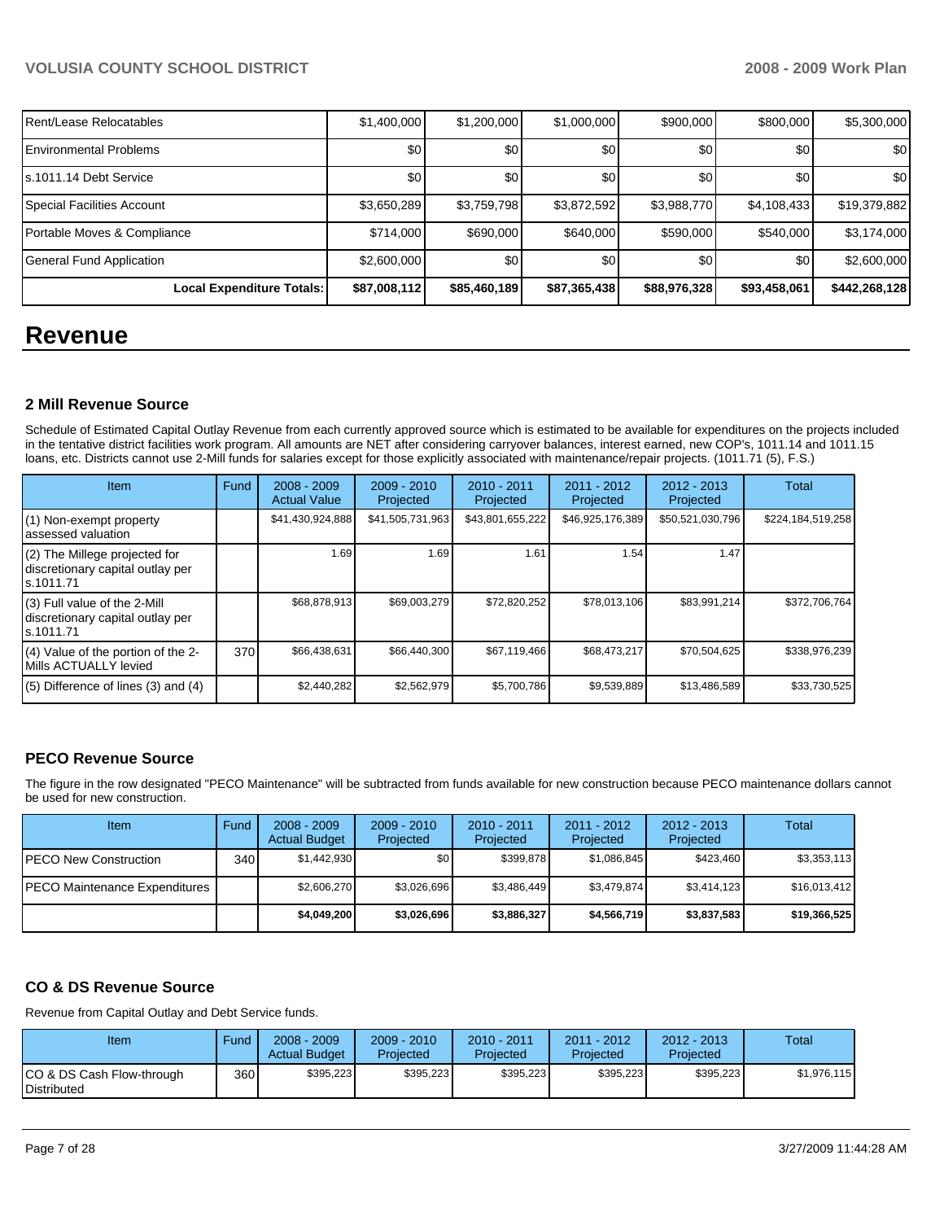| Rent/Lease Relocatables | $1,400,000 | $1,200,000 | $1,000,000 | $900,000 | $800,000 | $5,300,000 |
|---|---|---|---|---|---|---|
| Environmental Problems | $0 | $0 | $0 | $0 | $0 | $0 |
| s.1011.14 Debt Service | $0 | $0 | $0 | $0 | $0 | $0 |
| Special Facilities Account | $3,650,289 | $3,759,798 | $3,872,592 | $3,988,770 | $4,108,433 | $19,379,882 |
| Portable Moves & Compliance | $714,000 | $690,000 | $640,000 | $590,000 | $540,000 | $3,174,000 |
| General Fund Application | $2,600,000 | $0 | $0 | $0 | $0 | $2,600,000 |
| **Local Expenditure Totals:** | **$87,008,112** | **$85,460,189** | **$87,365,438** | **$88,976,328** | **$93,458,061** | **$442,268,128** |

# Revenue

### 2 Mill Revenue Source

Schedule of Estimated Capital Outlay Revenue from each currently approved source which is estimated to be available for expenditures on the projects included in the tentative district facilities work program. All amounts are NET after considering carryover balances, interest earned, new COP's, 1011.14 and 1011.15 loans, etc. Districts cannot use 2-Mill funds for salaries except for those explicitly associated with maintenance/repair projects. (1011.71 (5), F.S.)

| Item | Fund | 2008 - 2009 Actual Value | 2009 - 2010 Projected | 2010 - 2011 Projected | 2011 - 2012 Projected | 2012 - 2013 Projected | Total |
|---|---|---|---|---|---|---|---|
| (1) Non-exempt property assessed valuation | | $41,430,924,888 | $41,505,731,963 | $43,801,655,222 | $46,925,176,389 | $50,521,030,796 | $224,184,519,258 |
| (2) The Millege projected for discretionary capital outlay per s.1011.71 | | 1.69 | 1.69 | 1.61 | 1.54 | 1.47 | |
| (3) Full value of the 2-Mill discretionary capital outlay per s.1011.71 | | $68,878,913 | $69,003,279 | $72,820,252 | $78,013,106 | $83,991,214 | $372,706,764 |
| (4) Value of the portion of the 2-Mills ACTUALLY levied | 370 | $66,438,631 | $66,440,300 | $67,119,466 | $68,473,217 | $70,504,625 | $338,976,239 |
| (5) Difference of lines (3) and (4) | | $2,440,282 | $2,562,979 | $5,700,786 | $9,539,889 | $13,486,589 | $33,730,525 |

### PECO Revenue Source

The figure in the row designated "PECO Maintenance" will be subtracted from funds available for new construction because PECO maintenance dollars cannot be used for new construction.

| Item | Fund | 2008 - 2009 Actual Budget | 2009 - 2010 Projected | 2010 - 2011 Projected | 2011 - 2012 Projected | 2012 - 2013 Projected | Total |
|---|---|---|---|---|---|---|---|
| PECO New Construction | 340 | $1,442,930 | $0 | $399,878 | $1,086,845 | $423,460 | $3,353,113 |
| PECO Maintenance Expenditures | | $2,606,270 | $3,026,696 | $3,486,449 | $3,479,874 | $3,414,123 | $16,013,412 |
| | | **$4,049,200** | **$3,026,696** | **$3,886,327** | **$4,566,719** | **$3,837,583** | **$19,366,525** |

### CO & DS Revenue Source

Revenue from Capital Outlay and Debt Service funds.

| Item | Fund | 2008 - 2009 Actual Budget | 2009 - 2010 Projected | 2010 - 2011 Projected | 2011 - 2012 Projected | 2012 - 2013 Projected | Total |
|---|---|---|---|---|---|---|---|
| CO & DS Cash Flow-through Distributed | 360 | $395,223 | $395,223 | $395,223 | $395,223 | $395,223 | $1,976,115 |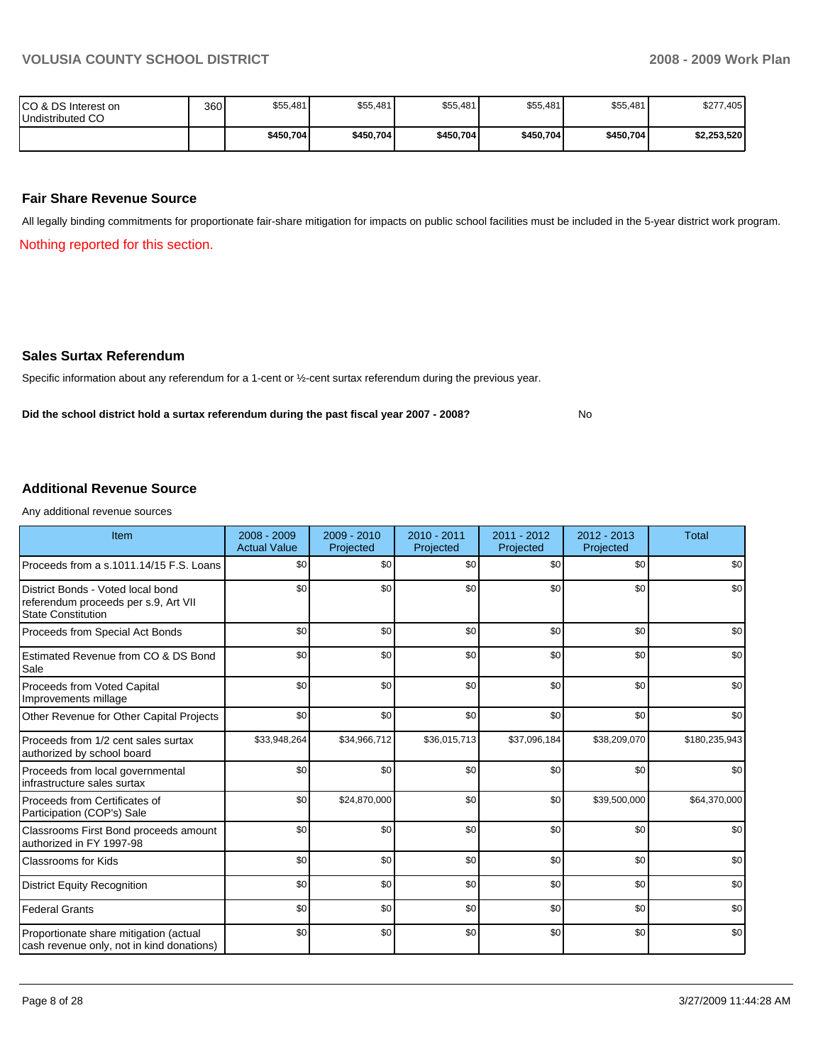| | | | | | | | |
|---|---|---|---|---|---|---|---|
| CO & DS Interest on Undistributed CO | 360 | $55,481 | $55,481 | $55,481 | $55,481 | $55,481 | $277,405 |
| | | **$450,704** | **$450,704** | **$450,704** | **$450,704** | **$450,704** | **$2,253,520** |

## Fair Share Revenue Source

All legally binding commitments for proportionate fair-share mitigation for impacts on public school facilities must be included in the 5-year district work program.

Nothing reported for this section.

## Sales Surtax Referendum

Specific information about any referendum for a 1-cent or ½-cent surtax referendum during the previous year.

**Did the school district hold a surtax referendum during the past fiscal year 2007 - 2008?** No

## Additional Revenue Source

Any additional revenue sources

| Item | 2008 - 2009 Actual Value | 2009 - 2010 Projected | 2010 - 2011 Projected | 2011 - 2012 Projected | 2012 - 2013 Projected | Total |
|---|---|---|---|---|---|---|
| Proceeds from a s.1011.14/15 F.S. Loans | $0 | $0 | $0 | $0 | $0 | $0 |
| District Bonds - Voted local bond referendum proceeds per s.9, Art VII State Constitution | $0 | $0 | $0 | $0 | $0 | $0 |
| Proceeds from Special Act Bonds | $0 | $0 | $0 | $0 | $0 | $0 |
| Estimated Revenue from CO & DS Bond Sale | $0 | $0 | $0 | $0 | $0 | $0 |
| Proceeds from Voted Capital Improvements millage | $0 | $0 | $0 | $0 | $0 | $0 |
| Other Revenue for Other Capital Projects | $0 | $0 | $0 | $0 | $0 | $0 |
| Proceeds from 1/2 cent sales surtax authorized by school board | $33,948,264 | $34,966,712 | $36,015,713 | $37,096,184 | $38,209,070 | $180,235,943 |
| Proceeds from local governmental infrastructure sales surtax | $0 | $0 | $0 | $0 | $0 | $0 |
| Proceeds from Certificates of Participation (COP's) Sale | $0 | $24,870,000 | $0 | $0 | $39,500,000 | $64,370,000 |
| Classrooms First Bond proceeds amount authorized in FY 1997-98 | $0 | $0 | $0 | $0 | $0 | $0 |
| Classrooms for Kids | $0 | $0 | $0 | $0 | $0 | $0 |
| District Equity Recognition | $0 | $0 | $0 | $0 | $0 | $0 |
| Federal Grants | $0 | $0 | $0 | $0 | $0 | $0 |
| Proportionate share mitigation (actual cash revenue only, not in kind donations) | $0 | $0 | $0 | $0 | $0 | $0 |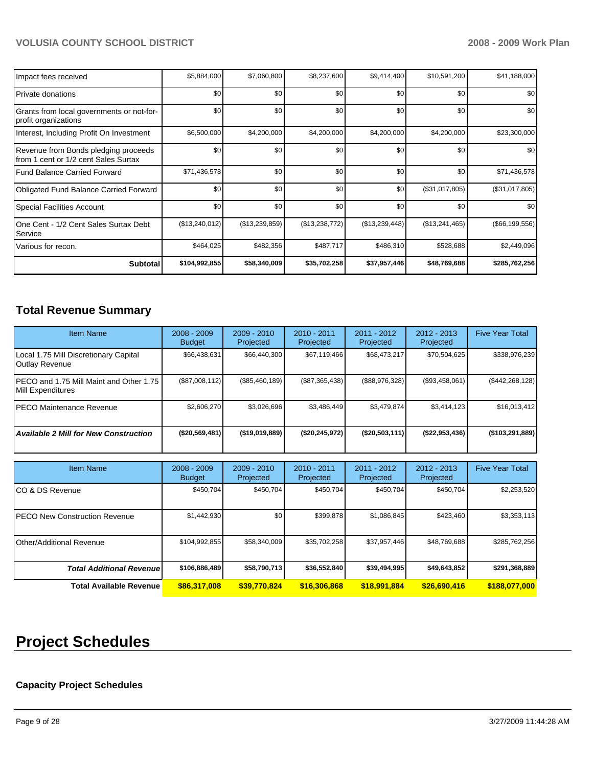| | | | | | | |
|---|---|---|---|---|---|---|
| Impact fees received | $5,884,000 | $7,060,800 | $8,237,600 | $9,414,400 | $10,591,200 | $41,188,000 |
| Private donations | $0 | $0 | $0 | $0 | $0 | $0 |
| Grants from local governments or not-for-profit organizations | $0 | $0 | $0 | $0 | $0 | $0 |
| Interest, Including Profit On Investment | $6,500,000 | $4,200,000 | $4,200,000 | $4,200,000 | $4,200,000 | $23,300,000 |
| Revenue from Bonds pledging proceeds from 1 cent or 1/2 cent Sales Surtax | $0 | $0 | $0 | $0 | $0 | $0 |
| Fund Balance Carried Forward | $71,436,578 | $0 | $0 | $0 | $0 | $71,436,578 |
| Obligated Fund Balance Carried Forward | $0 | $0 | $0 | $0 | ($31,017,805) | ($31,017,805) |
| Special Facilities Account | $0 | $0 | $0 | $0 | $0 | $0 |
| One Cent - 1/2 Cent Sales Surtax Debt Service | ($13,240,012) | ($13,239,859) | ($13,238,772) | ($13,239,448) | ($13,241,465) | ($66,199,556) |
| Various for recon. | $464,025 | $482,356 | $487,717 | $486,310 | $528,688 | $2,449,096 |
| **Subtotal** | **$104,992,855** | **$58,340,009** | **$35,702,258** | **$37,957,446** | **$48,769,688** | **$285,762,256** |

## Total Revenue Summary

| Item Name | 2008 - 2009 Budget | 2009 - 2010 Projected | 2010 - 2011 Projected | 2011 - 2012 Projected | 2012 - 2013 Projected | Five Year Total |
|---|---|---|---|---|---|---|
| Local 1.75 Mill Discretionary Capital Outlay Revenue | $66,438,631 | $66,440,300 | $67,119,466 | $68,473,217 | $70,504,625 | $338,976,239 |
| PECO and 1.75 Mill Maint and Other 1.75 Mill Expenditures | ($87,008,112) | ($85,460,189) | ($87,365,438) | ($88,976,328) | ($93,458,061) | ($442,268,128) |
| PECO Maintenance Revenue | $2,606,270 | $3,026,696 | $3,486,449 | $3,479,874 | $3,414,123 | $16,013,412 |
| ***Available 2 Mill for New Construction*** | **($20,569,481)** | **($19,019,889)** | **($20,245,972)** | **($20,503,111)** | **($22,953,436)** | **($103,291,889)** |

| Item Name | 2008 - 2009 Budget | 2009 - 2010 Projected | 2010 - 2011 Projected | 2011 - 2012 Projected | 2012 - 2013 Projected | Five Year Total |
|---|---|---|---|---|---|---|
| CO & DS Revenue | $450,704 | $450,704 | $450,704 | $450,704 | $450,704 | $2,253,520 |
| PECO New Construction Revenue | $1,442,930 | $0 | $399,878 | $1,086,845 | $423,460 | $3,353,113 |
| Other/Additional Revenue | $104,992,855 | $58,340,009 | $35,702,258 | $37,957,446 | $48,769,688 | $285,762,256 |
| ***Total Additional Revenue*** | **$106,886,489** | **$58,790,713** | **$36,552,840** | **$39,494,995** | **$49,643,852** | **$291,368,889** |
| **Total Available Revenue** | **$86,317,008** | **$39,770,824** | **$16,306,868** | **$18,991,884** | **$26,690,416** | **$188,077,000** |

# Project Schedules

### Capacity Project Schedules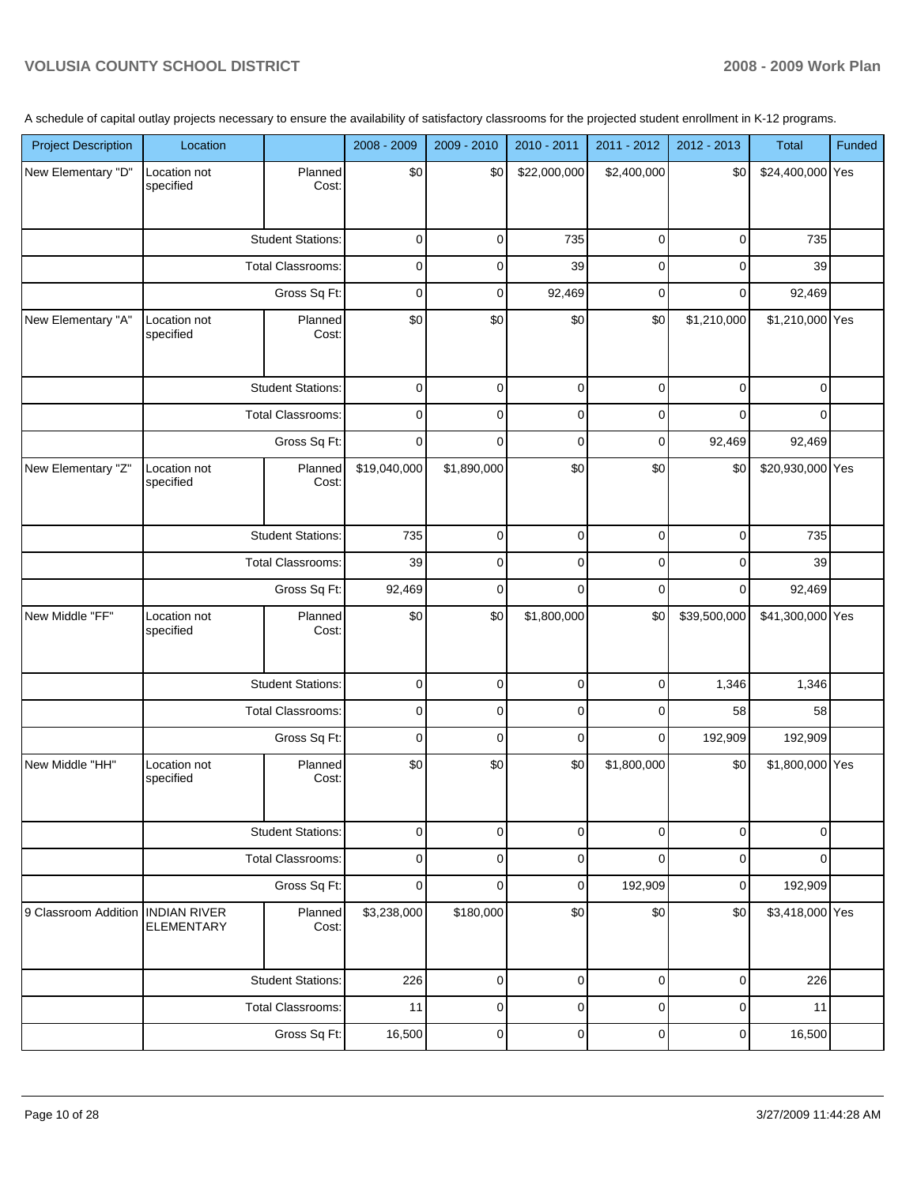A schedule of capital outlay projects necessary to ensure the availability of satisfactory classrooms for the projected student enrollment in K-12 programs.

| Project Description | Location | | 2008 - 2009 | 2009 - 2010 | 2010 - 2011 | 2011 - 2012 | 2012 - 2013 | Total | Funded |
|---|---|---|---|---|---|---|---|---|---|
| New Elementary "D" | Location not specified | Planned Cost: | $0 | $0 | $22,000,000 | $2,400,000 | $0 | $24,400,000 | Yes |
| | | Student Stations: | 0 | 0 | 735 | 0 | 0 | 735 | |
| | | Total Classrooms: | 0 | 0 | 39 | 0 | 0 | 39 | |
| | | Gross Sq Ft: | 0 | 0 | 92,469 | 0 | 0 | 92,469 | |
| New Elementary "A" | Location not specified | Planned Cost: | $0 | $0 | $0 | $0 | $1,210,000 | $1,210,000 | Yes |
| | | Student Stations: | 0 | 0 | 0 | 0 | 0 | 0 | |
| | | Total Classrooms: | 0 | 0 | 0 | 0 | 0 | 0 | |
| | | Gross Sq Ft: | 0 | 0 | 0 | 0 | 92,469 | 92,469 | |
| New Elementary "Z" | Location not specified | Planned Cost: | $19,040,000 | $1,890,000 | $0 | $0 | $0 | $20,930,000 | Yes |
| | | Student Stations: | 735 | 0 | 0 | 0 | 0 | 735 | |
| | | Total Classrooms: | 39 | 0 | 0 | 0 | 0 | 39 | |
| | | Gross Sq Ft: | 92,469 | 0 | 0 | 0 | 0 | 92,469 | |
| New Middle "FF" | Location not specified | Planned Cost: | $0 | $0 | $1,800,000 | $0 | $39,500,000 | $41,300,000 | Yes |
| | | Student Stations: | 0 | 0 | 0 | 0 | 1,346 | 1,346 | |
| | | Total Classrooms: | 0 | 0 | 0 | 0 | 58 | 58 | |
| | | Gross Sq Ft: | 0 | 0 | 0 | 0 | 192,909 | 192,909 | |
| New Middle "HH" | Location not specified | Planned Cost: | $0 | $0 | $0 | $1,800,000 | $0 | $1,800,000 | Yes |
| | | Student Stations: | 0 | 0 | 0 | 0 | 0 | 0 | |
| | | Total Classrooms: | 0 | 0 | 0 | 0 | 0 | 0 | |
| | | Gross Sq Ft: | 0 | 0 | 0 | 192,909 | 0 | 192,909 | |
| 9 Classroom Addition | INDIAN RIVER ELEMENTARY | Planned Cost: | $3,238,000 | $180,000 | $0 | $0 | $0 | $3,418,000 | Yes |
| | | Student Stations: | 226 | 0 | 0 | 0 | 0 | 226 | |
| | | Total Classrooms: | 11 | 0 | 0 | 0 | 0 | 11 | |
| | | Gross Sq Ft: | 16,500 | 0 | 0 | 0 | 0 | 16,500 | |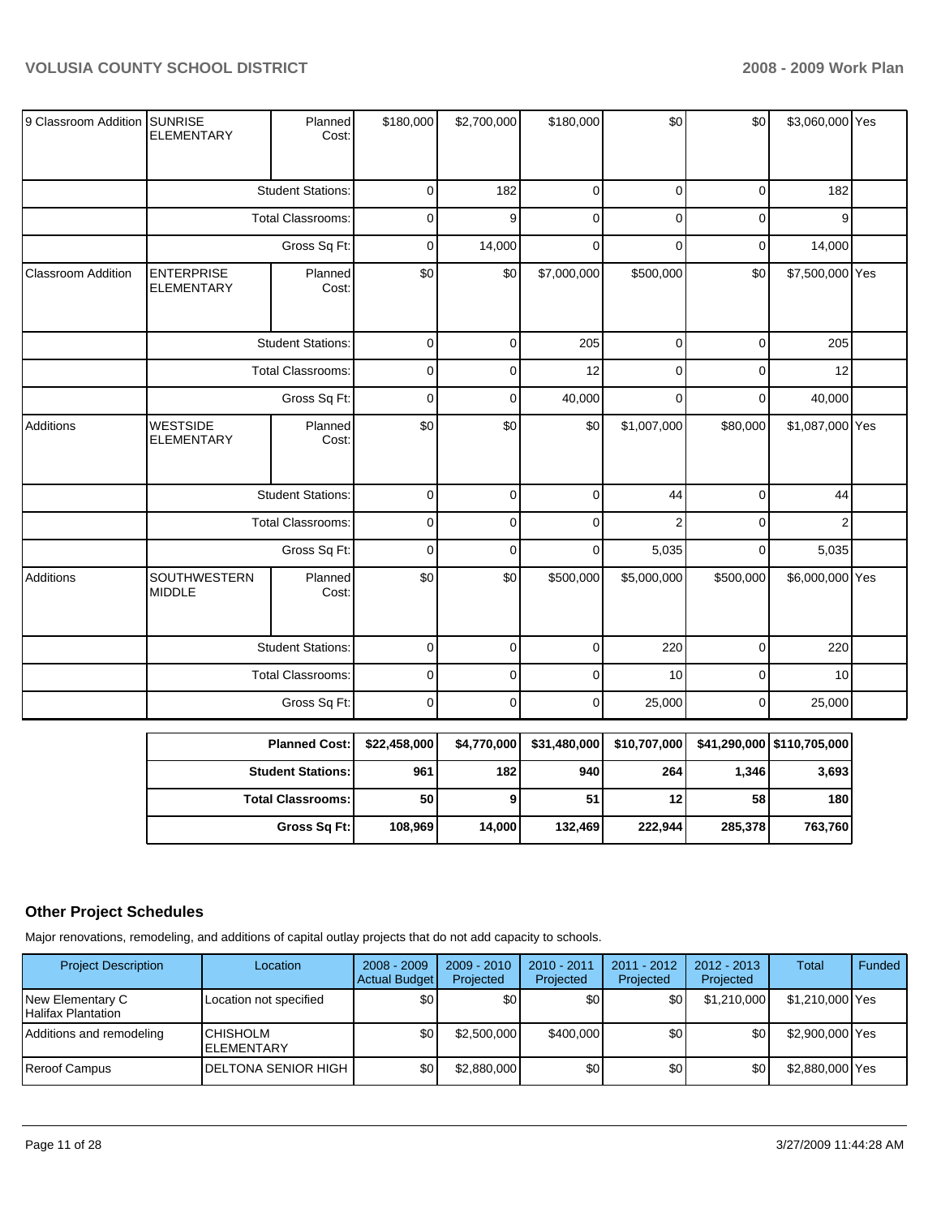| | | | | | | | | | |
|---|---|---|---|---|---|---|---|---|---|
| 9 Classroom Addition | SUNRISE ELEMENTARY | Planned Cost: | $180,000 | $2,700,000 | $180,000 | $0 | $0 | $3,060,000 | Yes |
| | | Student Stations: | 0 | 182 | 0 | 0 | 0 | 182 | |
| | | Total Classrooms: | 0 | 9 | 0 | 0 | 0 | 9 | |
| | | Gross Sq Ft: | 0 | 14,000 | 0 | 0 | 0 | 14,000 | |
| Classroom Addition | ENTERPRISE ELEMENTARY | Planned Cost: | $0 | $0 | $7,000,000 | $500,000 | $0 | $7,500,000 | Yes |
| | | Student Stations: | 0 | 0 | 205 | 0 | 0 | 205 | |
| | | Total Classrooms: | 0 | 0 | 12 | 0 | 0 | 12 | |
| | | Gross Sq Ft: | 0 | 0 | 40,000 | 0 | 0 | 40,000 | |
| Additions | WESTSIDE ELEMENTARY | Planned Cost: | $0 | $0 | $0 | $1,007,000 | $80,000 | $1,087,000 | Yes |
| | | Student Stations: | 0 | 0 | 0 | 44 | 0 | 44 | |
| | | Total Classrooms: | 0 | 0 | 0 | 2 | 0 | 2 | |
| | | Gross Sq Ft: | 0 | 0 | 0 | 5,035 | 0 | 5,035 | |
| Additions | SOUTHWESTERN MIDDLE | Planned Cost: | $0 | $0 | $500,000 | $5,000,000 | $500,000 | $6,000,000 | Yes |
| | | Student Stations: | 0 | 0 | 0 | 220 | 0 | 220 | |
| | | Total Classrooms: | 0 | 0 | 0 | 10 | 0 | 10 | |
| | | Gross Sq Ft: | 0 | 0 | 0 | 25,000 | 0 | 25,000 | |

| | | | | | | |
|---|---|---|---|---|---|---|
| **Planned Cost:** | **$22,458,000** | **$4,770,000** | **$31,480,000** | **$10,707,000** | **$41,290,000** | **$110,705,000** |
| **Student Stations:** | **961** | **182** | **940** | **264** | **1,346** | **3,693** |
| **Total Classrooms:** | **50** | **9** | **51** | **12** | **58** | **180** |
| **Gross Sq Ft:** | **108,969** | **14,000** | **132,469** | **222,944** | **285,378** | **763,760** |

### Other Project Schedules

Major renovations, remodeling, and additions of capital outlay projects that do not add capacity to schools.

| Project Description | Location | 2008 - 2009 Actual Budget | 2009 - 2010 Projected | 2010 - 2011 Projected | 2011 - 2012 Projected | 2012 - 2013 Projected | Total | Funded |
|---|---|---|---|---|---|---|---|---|
| New Elementary C Halifax Plantation | Location not specified | $0 | $0 | $0 | $0 | $1,210,000 | $1,210,000 | Yes |
| Additions and remodeling | CHISHOLM ELEMENTARY | $0 | $2,500,000 | $400,000 | $0 | $0 | $2,900,000 | Yes |
| Reroof Campus | DELTONA SENIOR HIGH | $0 | $2,880,000 | $0 | $0 | $0 | $2,880,000 | Yes |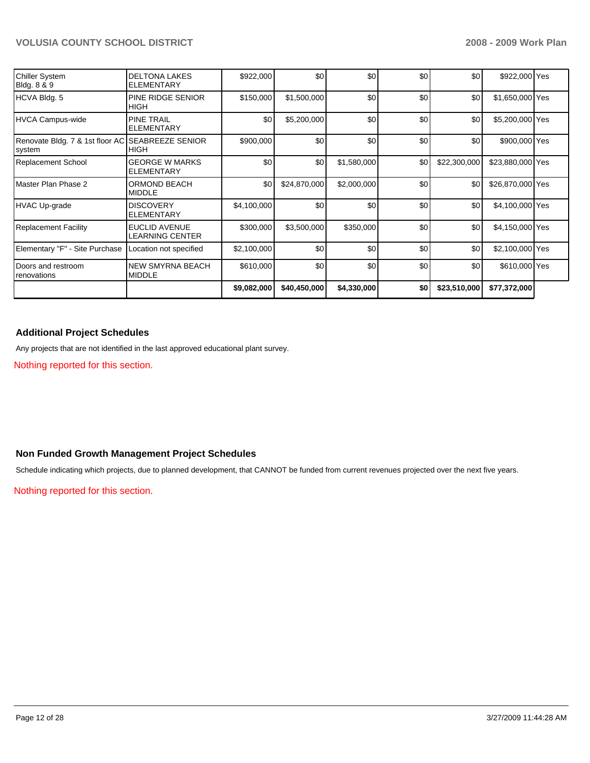| | | | | | | | | |
|---|---|---|---|---|---|---|---|---|
| Chiller System Bldg. 8 & 9 | DELTONA LAKES ELEMENTARY | $922,000 | $0 | $0 | $0 | $0 | $922,000 | Yes |
| HCVA Bldg. 5 | PINE RIDGE SENIOR HIGH | $150,000 | $1,500,000 | $0 | $0 | $0 | $1,650,000 | Yes |
| HVCA Campus-wide | PINE TRAIL ELEMENTARY | $0 | $5,200,000 | $0 | $0 | $0 | $5,200,000 | Yes |
| Renovate Bldg. 7 & 1st floor AC system | SEABREEZE SENIOR HIGH | $900,000 | $0 | $0 | $0 | $0 | $900,000 | Yes |
| Replacement School | GEORGE W MARKS ELEMENTARY | $0 | $0 | $1,580,000 | $0 | $22,300,000 | $23,880,000 | Yes |
| Master Plan Phase 2 | ORMOND BEACH MIDDLE | $0 | $24,870,000 | $2,000,000 | $0 | $0 | $26,870,000 | Yes |
| HVAC Up-grade | DISCOVERY ELEMENTARY | $4,100,000 | $0 | $0 | $0 | $0 | $4,100,000 | Yes |
| Replacement Facility | EUCLID AVENUE LEARNING CENTER | $300,000 | $3,500,000 | $350,000 | $0 | $0 | $4,150,000 | Yes |
| Elementary "F" - Site Purchase | Location not specified | $2,100,000 | $0 | $0 | $0 | $0 | $2,100,000 | Yes |
| Doors and restroom renovations | NEW SMYRNA BEACH MIDDLE | $610,000 | $0 | $0 | $0 | $0 | $610,000 | Yes |
| | | **$9,082,000** | **$40,450,000** | **$4,330,000** | **$0** | **$23,510,000** | **$77,372,000** | |

## Additional Project Schedules

Any projects that are not identified in the last approved educational plant survey.

Nothing reported for this section.

## Non Funded Growth Management Project Schedules

Schedule indicating which projects, due to planned development, that CANNOT be funded from current revenues projected over the next five years.

Nothing reported for this section.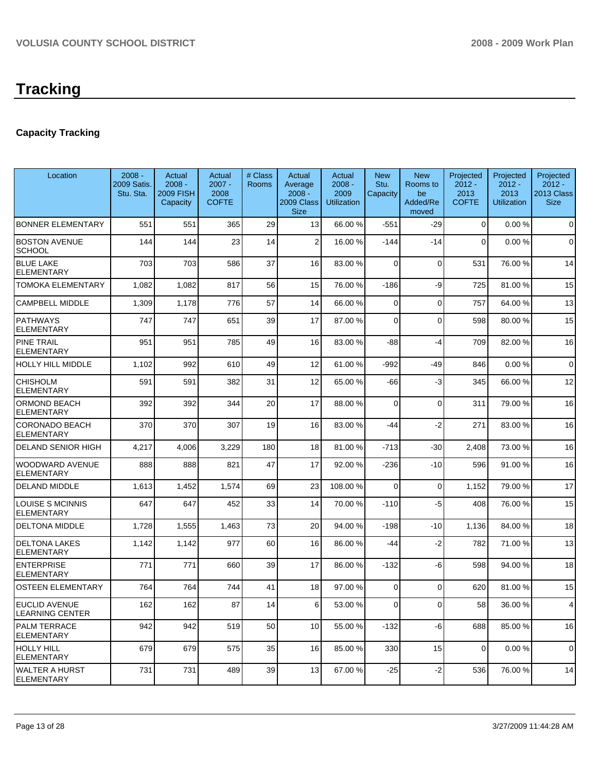# Tracking

## Capacity Tracking

| Location | 2008 - 2009 Satis. Stu. Sta. | Actual 2008 - 2009 FISH Capacity | Actual 2007 - 2008 COFTE | # Class Rooms | Actual Average 2008 - 2009 Class Size | Actual 2008 - 2009 Utilization | New Stu. Capacity | New Rooms to be Added/Removed | Projected 2012 - 2013 COFTE | Projected 2012 - 2013 Utilization | Projected 2012 - 2013 Class Size |
|---|---|---|---|---|---|---|---|---|---|---|---|
| BONNER ELEMENTARY | 551 | 551 | 365 | 29 | 13 | 66.00 % | -551 | -29 | 0 | 0.00 % | 0 |
| BOSTON AVENUE SCHOOL | 144 | 144 | 23 | 14 | 2 | 16.00 % | -144 | -14 | 0 | 0.00 % | 0 |
| BLUE LAKE ELEMENTARY | 703 | 703 | 586 | 37 | 16 | 83.00 % | 0 | 0 | 531 | 76.00 % | 14 |
| TOMOKA ELEMENTARY | 1,082 | 1,082 | 817 | 56 | 15 | 76.00 % | -186 | -9 | 725 | 81.00 % | 15 |
| CAMPBELL MIDDLE | 1,309 | 1,178 | 776 | 57 | 14 | 66.00 % | 0 | 0 | 757 | 64.00 % | 13 |
| PATHWAYS ELEMENTARY | 747 | 747 | 651 | 39 | 17 | 87.00 % | 0 | 0 | 598 | 80.00 % | 15 |
| PINE TRAIL ELEMENTARY | 951 | 951 | 785 | 49 | 16 | 83.00 % | -88 | -4 | 709 | 82.00 % | 16 |
| HOLLY HILL MIDDLE | 1,102 | 992 | 610 | 49 | 12 | 61.00 % | -992 | -49 | 846 | 0.00 % | 0 |
| CHISHOLM ELEMENTARY | 591 | 591 | 382 | 31 | 12 | 65.00 % | -66 | -3 | 345 | 66.00 % | 12 |
| ORMOND BEACH ELEMENTARY | 392 | 392 | 344 | 20 | 17 | 88.00 % | 0 | 0 | 311 | 79.00 % | 16 |
| CORONADO BEACH ELEMENTARY | 370 | 370 | 307 | 19 | 16 | 83.00 % | -44 | -2 | 271 | 83.00 % | 16 |
| DELAND SENIOR HIGH | 4,217 | 4,006 | 3,229 | 180 | 18 | 81.00 % | -713 | -30 | 2,408 | 73.00 % | 16 |
| WOODWARD AVENUE ELEMENTARY | 888 | 888 | 821 | 47 | 17 | 92.00 % | -236 | -10 | 596 | 91.00 % | 16 |
| DELAND MIDDLE | 1,613 | 1,452 | 1,574 | 69 | 23 | 108.00 % | 0 | 0 | 1,152 | 79.00 % | 17 |
| LOUISE S MCINNIS ELEMENTARY | 647 | 647 | 452 | 33 | 14 | 70.00 % | -110 | -5 | 408 | 76.00 % | 15 |
| DELTONA MIDDLE | 1,728 | 1,555 | 1,463 | 73 | 20 | 94.00 % | -198 | -10 | 1,136 | 84.00 % | 18 |
| DELTONA LAKES ELEMENTARY | 1,142 | 1,142 | 977 | 60 | 16 | 86.00 % | -44 | -2 | 782 | 71.00 % | 13 |
| ENTERPRISE ELEMENTARY | 771 | 771 | 660 | 39 | 17 | 86.00 % | -132 | -6 | 598 | 94.00 % | 18 |
| OSTEEN ELEMENTARY | 764 | 764 | 744 | 41 | 18 | 97.00 % | 0 | 0 | 620 | 81.00 % | 15 |
| EUCLID AVENUE LEARNING CENTER | 162 | 162 | 87 | 14 | 6 | 53.00 % | 0 | 0 | 58 | 36.00 % | 4 |
| PALM TERRACE ELEMENTARY | 942 | 942 | 519 | 50 | 10 | 55.00 % | -132 | -6 | 688 | 85.00 % | 16 |
| HOLLY HILL ELEMENTARY | 679 | 679 | 575 | 35 | 16 | 85.00 % | 330 | 15 | 0 | 0.00 % | 0 |
| WALTER A HURST ELEMENTARY | 731 | 731 | 489 | 39 | 13 | 67.00 % | -25 | -2 | 536 | 76.00 % | 14 |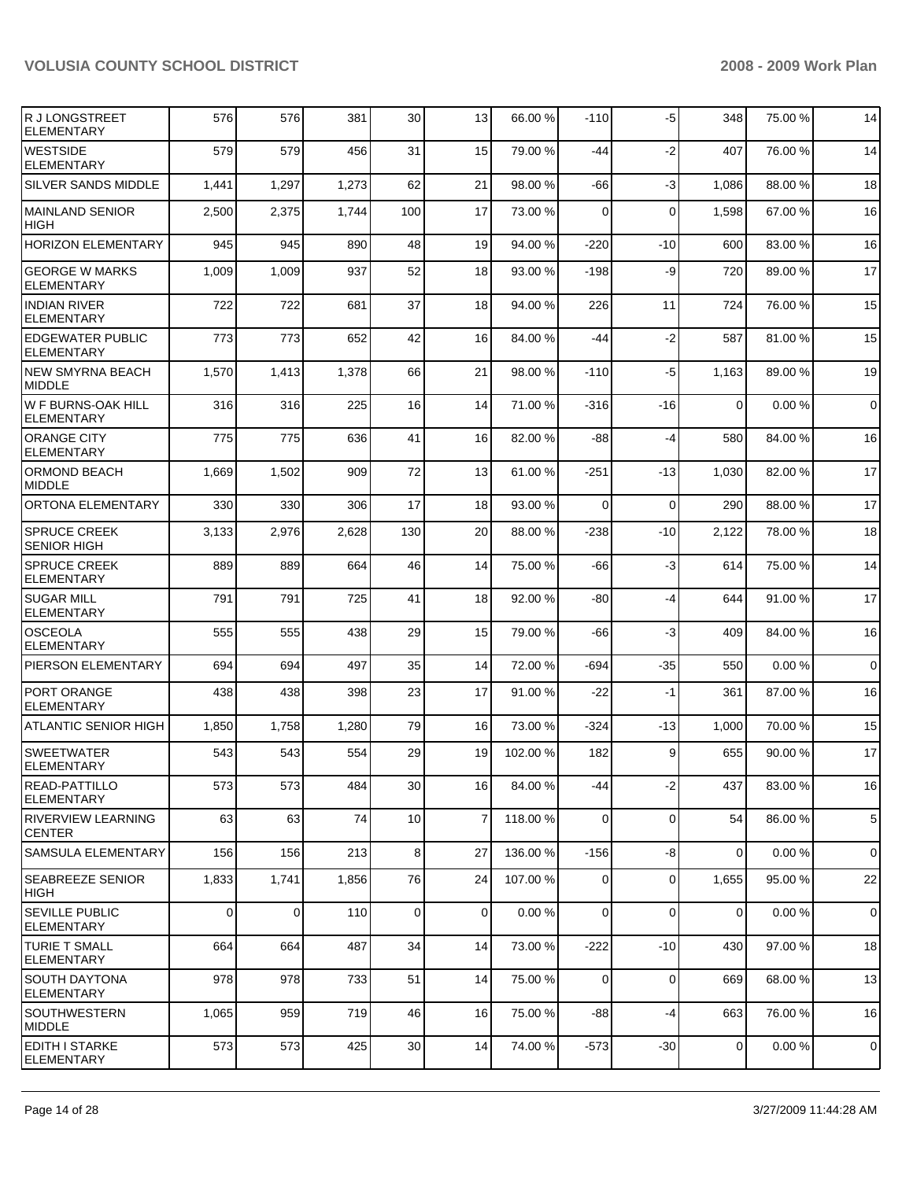| | | | | | | | | | | | |
|---|---|---|---|---|---|---|---|---|---|---|---|
| R J LONGSTREET ELEMENTARY | 576 | 576 | 381 | 30 | 13 | 66.00 % | -110 | -5 | 348 | 75.00 % | 14 |
| WESTSIDE ELEMENTARY | 579 | 579 | 456 | 31 | 15 | 79.00 % | -44 | -2 | 407 | 76.00 % | 14 |
| SILVER SANDS MIDDLE | 1,441 | 1,297 | 1,273 | 62 | 21 | 98.00 % | -66 | -3 | 1,086 | 88.00 % | 18 |
| MAINLAND SENIOR HIGH | 2,500 | 2,375 | 1,744 | 100 | 17 | 73.00 % | 0 | 0 | 1,598 | 67.00 % | 16 |
| HORIZON ELEMENTARY | 945 | 945 | 890 | 48 | 19 | 94.00 % | -220 | -10 | 600 | 83.00 % | 16 |
| GEORGE W MARKS ELEMENTARY | 1,009 | 1,009 | 937 | 52 | 18 | 93.00 % | -198 | -9 | 720 | 89.00 % | 17 |
| INDIAN RIVER ELEMENTARY | 722 | 722 | 681 | 37 | 18 | 94.00 % | 226 | 11 | 724 | 76.00 % | 15 |
| EDGEWATER PUBLIC ELEMENTARY | 773 | 773 | 652 | 42 | 16 | 84.00 % | -44 | -2 | 587 | 81.00 % | 15 |
| NEW SMYRNA BEACH MIDDLE | 1,570 | 1,413 | 1,378 | 66 | 21 | 98.00 % | -110 | -5 | 1,163 | 89.00 % | 19 |
| W F BURNS-OAK HILL ELEMENTARY | 316 | 316 | 225 | 16 | 14 | 71.00 % | -316 | -16 | 0 | 0.00 % | 0 |
| ORANGE CITY ELEMENTARY | 775 | 775 | 636 | 41 | 16 | 82.00 % | -88 | -4 | 580 | 84.00 % | 16 |
| ORMOND BEACH MIDDLE | 1,669 | 1,502 | 909 | 72 | 13 | 61.00 % | -251 | -13 | 1,030 | 82.00 % | 17 |
| ORTONA ELEMENTARY | 330 | 330 | 306 | 17 | 18 | 93.00 % | 0 | 0 | 290 | 88.00 % | 17 |
| SPRUCE CREEK SENIOR HIGH | 3,133 | 2,976 | 2,628 | 130 | 20 | 88.00 % | -238 | -10 | 2,122 | 78.00 % | 18 |
| SPRUCE CREEK ELEMENTARY | 889 | 889 | 664 | 46 | 14 | 75.00 % | -66 | -3 | 614 | 75.00 % | 14 |
| SUGAR MILL ELEMENTARY | 791 | 791 | 725 | 41 | 18 | 92.00 % | -80 | -4 | 644 | 91.00 % | 17 |
| OSCEOLA ELEMENTARY | 555 | 555 | 438 | 29 | 15 | 79.00 % | -66 | -3 | 409 | 84.00 % | 16 |
| PIERSON ELEMENTARY | 694 | 694 | 497 | 35 | 14 | 72.00 % | -694 | -35 | 550 | 0.00 % | 0 |
| PORT ORANGE ELEMENTARY | 438 | 438 | 398 | 23 | 17 | 91.00 % | -22 | -1 | 361 | 87.00 % | 16 |
| ATLANTIC SENIOR HIGH | 1,850 | 1,758 | 1,280 | 79 | 16 | 73.00 % | -324 | -13 | 1,000 | 70.00 % | 15 |
| SWEETWATER ELEMENTARY | 543 | 543 | 554 | 29 | 19 | 102.00 % | 182 | 9 | 655 | 90.00 % | 17 |
| READ-PATTILLO ELEMENTARY | 573 | 573 | 484 | 30 | 16 | 84.00 % | -44 | -2 | 437 | 83.00 % | 16 |
| RIVERVIEW LEARNING CENTER | 63 | 63 | 74 | 10 | 7 | 118.00 % | 0 | 0 | 54 | 86.00 % | 5 |
| SAMSULA ELEMENTARY | 156 | 156 | 213 | 8 | 27 | 136.00 % | -156 | -8 | 0 | 0.00 % | 0 |
| SEABREEZE SENIOR HIGH | 1,833 | 1,741 | 1,856 | 76 | 24 | 107.00 % | 0 | 0 | 1,655 | 95.00 % | 22 |
| SEVILLE PUBLIC ELEMENTARY | 0 | 0 | 110 | 0 | 0 | 0.00 % | 0 | 0 | 0 | 0.00 % | 0 |
| TURIE T SMALL ELEMENTARY | 664 | 664 | 487 | 34 | 14 | 73.00 % | -222 | -10 | 430 | 97.00 % | 18 |
| SOUTH DAYTONA ELEMENTARY | 978 | 978 | 733 | 51 | 14 | 75.00 % | 0 | 0 | 669 | 68.00 % | 13 |
| SOUTHWESTERN MIDDLE | 1,065 | 959 | 719 | 46 | 16 | 75.00 % | -88 | -4 | 663 | 76.00 % | 16 |
| EDITH I STARKE ELEMENTARY | 573 | 573 | 425 | 30 | 14 | 74.00 % | -573 | -30 | 0 | 0.00 % | 0 |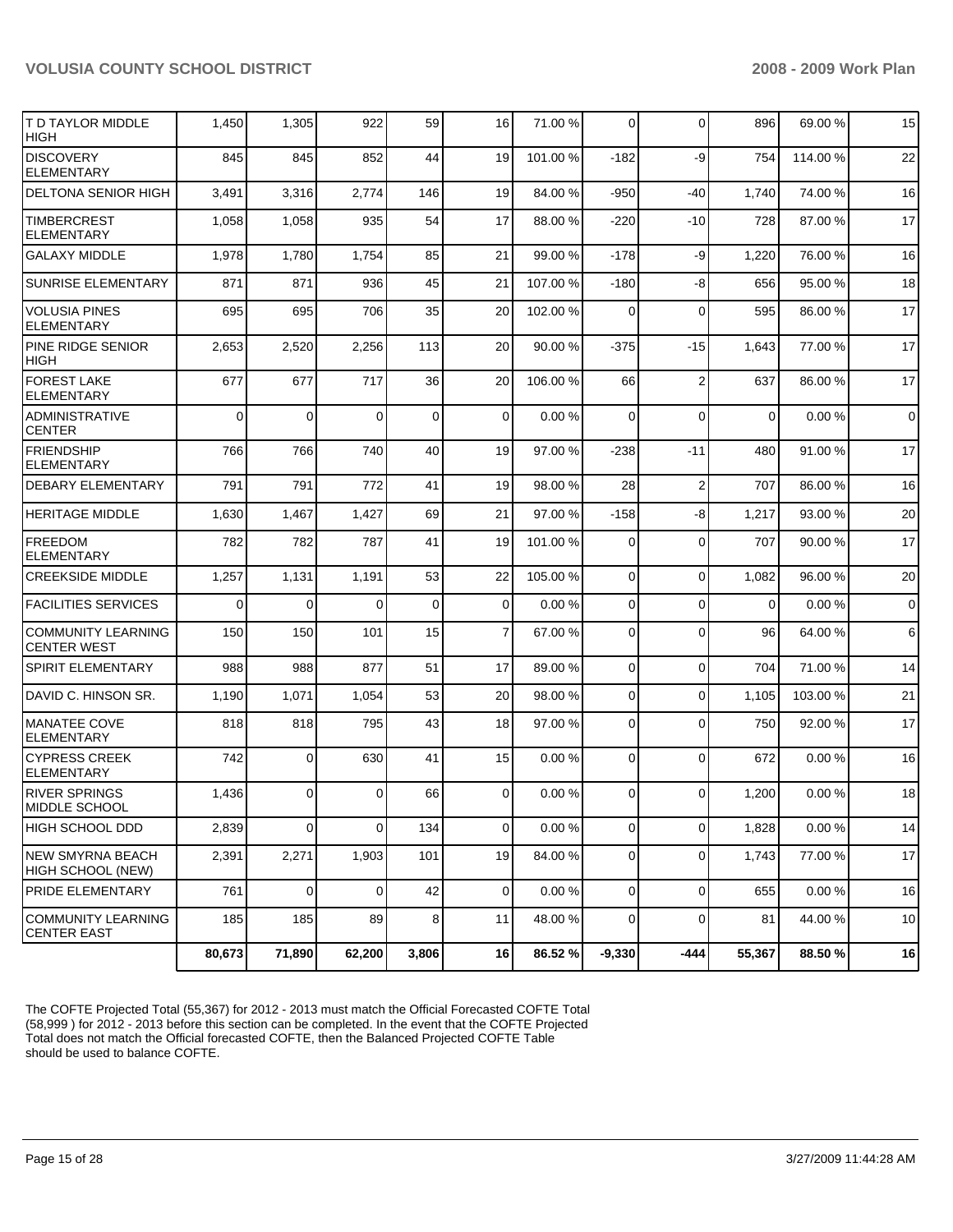| | | | | | | | | | | |
|---|---|---|---|---|---|---|---|---|---|---|
| T D TAYLOR MIDDLE HIGH | 1,450 | 1,305 | 922 | 59 | 16 | 71.00 % | 0 | 0 | 896 | 69.00 % | 15 |
| DISCOVERY ELEMENTARY | 845 | 845 | 852 | 44 | 19 | 101.00 % | -182 | -9 | 754 | 114.00 % | 22 |
| DELTONA SENIOR HIGH | 3,491 | 3,316 | 2,774 | 146 | 19 | 84.00 % | -950 | -40 | 1,740 | 74.00 % | 16 |
| TIMBERCREST ELEMENTARY | 1,058 | 1,058 | 935 | 54 | 17 | 88.00 % | -220 | -10 | 728 | 87.00 % | 17 |
| GALAXY MIDDLE | 1,978 | 1,780 | 1,754 | 85 | 21 | 99.00 % | -178 | -9 | 1,220 | 76.00 % | 16 |
| SUNRISE ELEMENTARY | 871 | 871 | 936 | 45 | 21 | 107.00 % | -180 | -8 | 656 | 95.00 % | 18 |
| VOLUSIA PINES ELEMENTARY | 695 | 695 | 706 | 35 | 20 | 102.00 % | 0 | 0 | 595 | 86.00 % | 17 |
| PINE RIDGE SENIOR HIGH | 2,653 | 2,520 | 2,256 | 113 | 20 | 90.00 % | -375 | -15 | 1,643 | 77.00 % | 17 |
| FOREST LAKE ELEMENTARY | 677 | 677 | 717 | 36 | 20 | 106.00 % | 66 | 2 | 637 | 86.00 % | 17 |
| ADMINISTRATIVE CENTER | 0 | 0 | 0 | 0 | 0 | 0.00 % | 0 | 0 | 0 | 0.00 % | 0 |
| FRIENDSHIP ELEMENTARY | 766 | 766 | 740 | 40 | 19 | 97.00 % | -238 | -11 | 480 | 91.00 % | 17 |
| DEBARY ELEMENTARY | 791 | 791 | 772 | 41 | 19 | 98.00 % | 28 | 2 | 707 | 86.00 % | 16 |
| HERITAGE MIDDLE | 1,630 | 1,467 | 1,427 | 69 | 21 | 97.00 % | -158 | -8 | 1,217 | 93.00 % | 20 |
| FREEDOM ELEMENTARY | 782 | 782 | 787 | 41 | 19 | 101.00 % | 0 | 0 | 707 | 90.00 % | 17 |
| CREEKSIDE MIDDLE | 1,257 | 1,131 | 1,191 | 53 | 22 | 105.00 % | 0 | 0 | 1,082 | 96.00 % | 20 |
| FACILITIES SERVICES | 0 | 0 | 0 | 0 | 0 | 0.00 % | 0 | 0 | 0 | 0.00 % | 0 |
| COMMUNITY LEARNING CENTER WEST | 150 | 150 | 101 | 15 | 7 | 67.00 % | 0 | 0 | 96 | 64.00 % | 6 |
| SPIRIT ELEMENTARY | 988 | 988 | 877 | 51 | 17 | 89.00 % | 0 | 0 | 704 | 71.00 % | 14 |
| DAVID C. HINSON SR. | 1,190 | 1,071 | 1,054 | 53 | 20 | 98.00 % | 0 | 0 | 1,105 | 103.00 % | 21 |
| MANATEE COVE ELEMENTARY | 818 | 818 | 795 | 43 | 18 | 97.00 % | 0 | 0 | 750 | 92.00 % | 17 |
| CYPRESS CREEK ELEMENTARY | 742 | 0 | 630 | 41 | 15 | 0.00 % | 0 | 0 | 672 | 0.00 % | 16 |
| RIVER SPRINGS MIDDLE SCHOOL | 1,436 | 0 | 0 | 66 | 0 | 0.00 % | 0 | 0 | 1,200 | 0.00 % | 18 |
| HIGH SCHOOL DDD | 2,839 | 0 | 0 | 134 | 0 | 0.00 % | 0 | 0 | 1,828 | 0.00 % | 14 |
| NEW SMYRNA BEACH HIGH SCHOOL (NEW) | 2,391 | 2,271 | 1,903 | 101 | 19 | 84.00 % | 0 | 0 | 1,743 | 77.00 % | 17 |
| PRIDE ELEMENTARY | 761 | 0 | 0 | 42 | 0 | 0.00 % | 0 | 0 | 655 | 0.00 % | 16 |
| COMMUNITY LEARNING CENTER EAST | 185 | 185 | 89 | 8 | 11 | 48.00 % | 0 | 0 | 81 | 44.00 % | 10 |
| | **80,673** | **71,890** | **62,200** | **3,806** | **16** | **86.52 %** | **-9,330** | **-444** | **55,367** | **88.50 %** | **16** |

The COFTE Projected Total (55,367) for 2012 - 2013 must match the Official Forecasted COFTE Total (58,999 ) for 2012 - 2013 before this section can be completed. In the event that the COFTE Projected Total does not match the Official forecasted COFTE, then the Balanced Projected COFTE Table should be used to balance COFTE.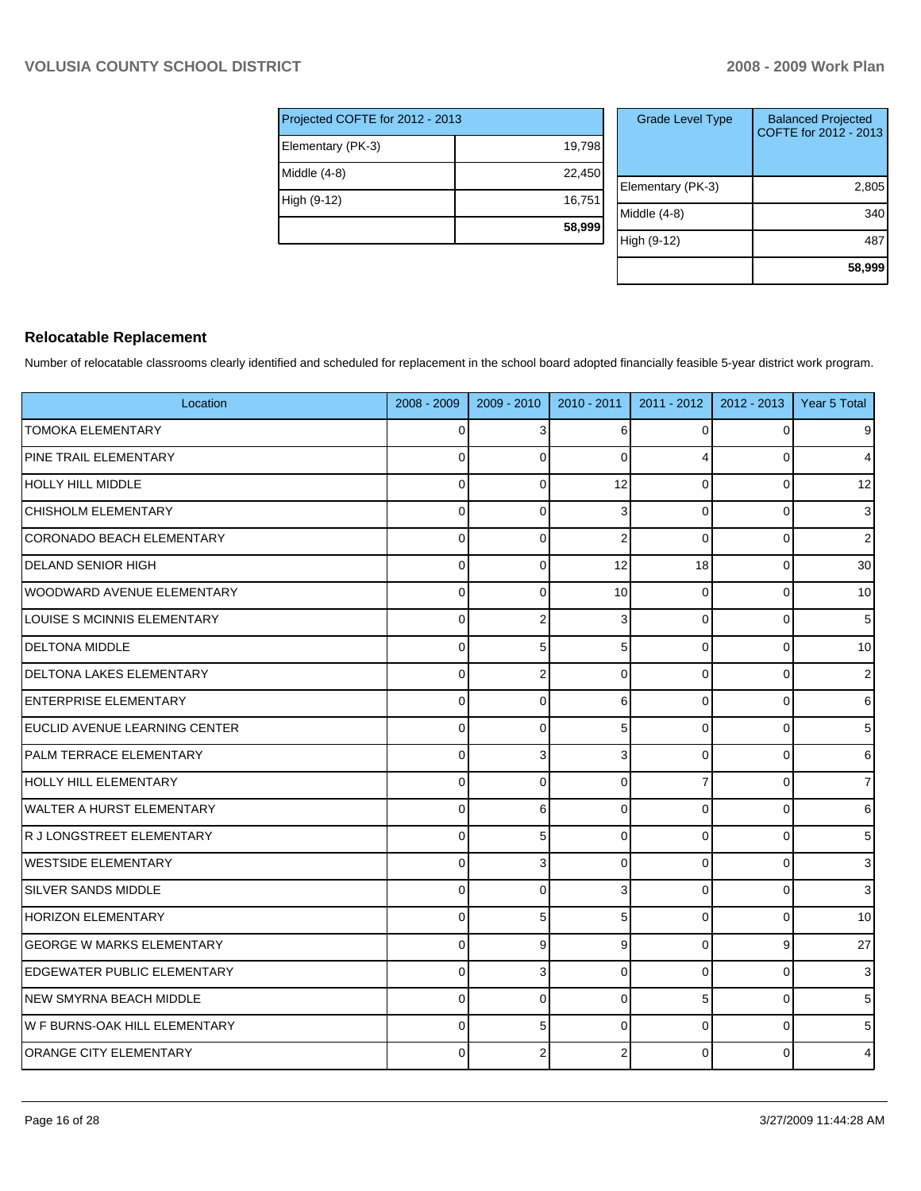| Projected COFTE for 2012 - 2013 | |
|---|---|
| Elementary (PK-3) | 19,798 |
| Middle (4-8) | 22,450 |
| High (9-12) | 16,751 |
| | **58,999** |

| Grade Level Type | Balanced Projected COFTE for 2012 - 2013 |
|---|---|
| Elementary (PK-3) | 2,805 |
| Middle (4-8) | 340 |
| High (9-12) | 487 |
| | **58,999** |

## Relocatable Replacement

Number of relocatable classrooms clearly identified and scheduled for replacement in the school board adopted financially feasible 5-year district work program.

| Location | 2008 - 2009 | 2009 - 2010 | 2010 - 2011 | 2011 - 2012 | 2012 - 2013 | Year 5 Total |
|---|---|---|---|---|---|---|
| TOMOKA ELEMENTARY | 0 | 3 | 6 | 0 | 0 | 9 |
| PINE TRAIL ELEMENTARY | 0 | 0 | 0 | 4 | 0 | 4 |
| HOLLY HILL MIDDLE | 0 | 0 | 12 | 0 | 0 | 12 |
| CHISHOLM ELEMENTARY | 0 | 0 | 3 | 0 | 0 | 3 |
| CORONADO BEACH ELEMENTARY | 0 | 0 | 2 | 0 | 0 | 2 |
| DELAND SENIOR HIGH | 0 | 0 | 12 | 18 | 0 | 30 |
| WOODWARD AVENUE ELEMENTARY | 0 | 0 | 10 | 0 | 0 | 10 |
| LOUISE S MCINNIS ELEMENTARY | 0 | 2 | 3 | 0 | 0 | 5 |
| DELTONA MIDDLE | 0 | 5 | 5 | 0 | 0 | 10 |
| DELTONA LAKES ELEMENTARY | 0 | 2 | 0 | 0 | 0 | 2 |
| ENTERPRISE ELEMENTARY | 0 | 0 | 6 | 0 | 0 | 6 |
| EUCLID AVENUE LEARNING CENTER | 0 | 0 | 5 | 0 | 0 | 5 |
| PALM TERRACE ELEMENTARY | 0 | 3 | 3 | 0 | 0 | 6 |
| HOLLY HILL ELEMENTARY | 0 | 0 | 0 | 7 | 0 | 7 |
| WALTER A HURST ELEMENTARY | 0 | 6 | 0 | 0 | 0 | 6 |
| R J LONGSTREET ELEMENTARY | 0 | 5 | 0 | 0 | 0 | 5 |
| WESTSIDE ELEMENTARY | 0 | 3 | 0 | 0 | 0 | 3 |
| SILVER SANDS MIDDLE | 0 | 0 | 3 | 0 | 0 | 3 |
| HORIZON ELEMENTARY | 0 | 5 | 5 | 0 | 0 | 10 |
| GEORGE W MARKS ELEMENTARY | 0 | 9 | 9 | 0 | 9 | 27 |
| EDGEWATER PUBLIC ELEMENTARY | 0 | 3 | 0 | 0 | 0 | 3 |
| NEW SMYRNA BEACH MIDDLE | 0 | 0 | 0 | 5 | 0 | 5 |
| W F BURNS-OAK HILL ELEMENTARY | 0 | 5 | 0 | 0 | 0 | 5 |
| ORANGE CITY ELEMENTARY | 0 | 2 | 2 | 0 | 0 | 4 |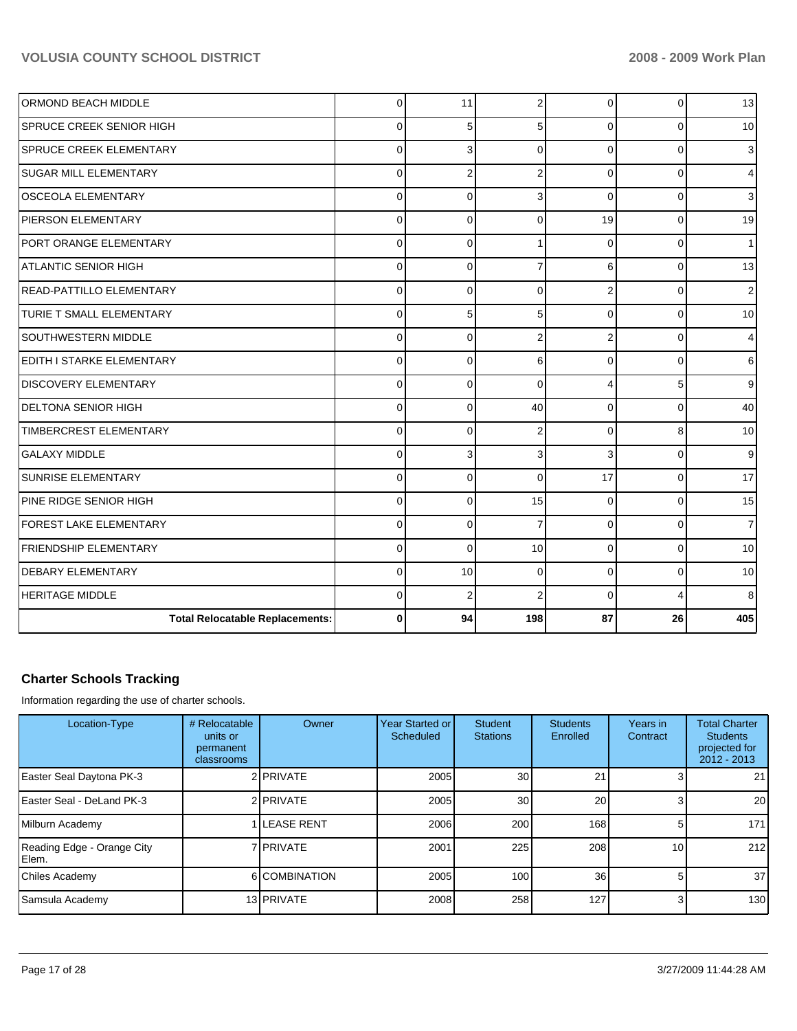| | | | | | | |
|---|---|---|---|---|---|---|
| ORMOND BEACH MIDDLE | 0 | 11 | 2 | 0 | 0 | 13 |
| SPRUCE CREEK SENIOR HIGH | 0 | 5 | 5 | 0 | 0 | 10 |
| SPRUCE CREEK ELEMENTARY | 0 | 3 | 0 | 0 | 0 | 3 |
| SUGAR MILL ELEMENTARY | 0 | 2 | 2 | 0 | 0 | 4 |
| OSCEOLA ELEMENTARY | 0 | 0 | 3 | 0 | 0 | 3 |
| PIERSON ELEMENTARY | 0 | 0 | 0 | 19 | 0 | 19 |
| PORT ORANGE ELEMENTARY | 0 | 0 | 1 | 0 | 0 | 1 |
| ATLANTIC SENIOR HIGH | 0 | 0 | 7 | 6 | 0 | 13 |
| READ-PATTILLO ELEMENTARY | 0 | 0 | 0 | 2 | 0 | 2 |
| TURIE T SMALL ELEMENTARY | 0 | 5 | 5 | 0 | 0 | 10 |
| SOUTHWESTERN MIDDLE | 0 | 0 | 2 | 2 | 0 | 4 |
| EDITH I STARKE ELEMENTARY | 0 | 0 | 6 | 0 | 0 | 6 |
| DISCOVERY ELEMENTARY | 0 | 0 | 0 | 4 | 5 | 9 |
| DELTONA SENIOR HIGH | 0 | 0 | 40 | 0 | 0 | 40 |
| TIMBERCREST ELEMENTARY | 0 | 0 | 2 | 0 | 8 | 10 |
| GALAXY MIDDLE | 0 | 3 | 3 | 3 | 0 | 9 |
| SUNRISE ELEMENTARY | 0 | 0 | 0 | 17 | 0 | 17 |
| PINE RIDGE SENIOR HIGH | 0 | 0 | 15 | 0 | 0 | 15 |
| FOREST LAKE ELEMENTARY | 0 | 0 | 7 | 0 | 0 | 7 |
| FRIENDSHIP ELEMENTARY | 0 | 0 | 10 | 0 | 0 | 10 |
| DEBARY ELEMENTARY | 0 | 10 | 0 | 0 | 0 | 10 |
| HERITAGE MIDDLE | 0 | 2 | 2 | 0 | 4 | 8 |
| **Total Relocatable Replacements:** | **0** | **94** | **198** | **87** | **26** | **405** |

## Charter Schools Tracking

Information regarding the use of charter schools.

| Location-Type | # Relocatable units or permanent classrooms | Owner | Year Started or Scheduled | Student Stations | Students Enrolled | Years in Contract | Total Charter Students projected for 2012 - 2013 |
|---|---|---|---|---|---|---|---|
| Easter Seal Daytona PK-3 | 2 | PRIVATE | 2005 | 30 | 21 | 3 | 21 |
| Easter Seal - DeLand PK-3 | 2 | PRIVATE | 2005 | 30 | 20 | 3 | 20 |
| Milburn Academy | 1 | LEASE RENT | 2006 | 200 | 168 | 5 | 171 |
| Reading Edge - Orange City Elem. | 7 | PRIVATE | 2001 | 225 | 208 | 10 | 212 |
| Chiles Academy | 6 | COMBINATION | 2005 | 100 | 36 | 5 | 37 |
| Samsula Academy | 13 | PRIVATE | 2008 | 258 | 127 | 3 | 130 |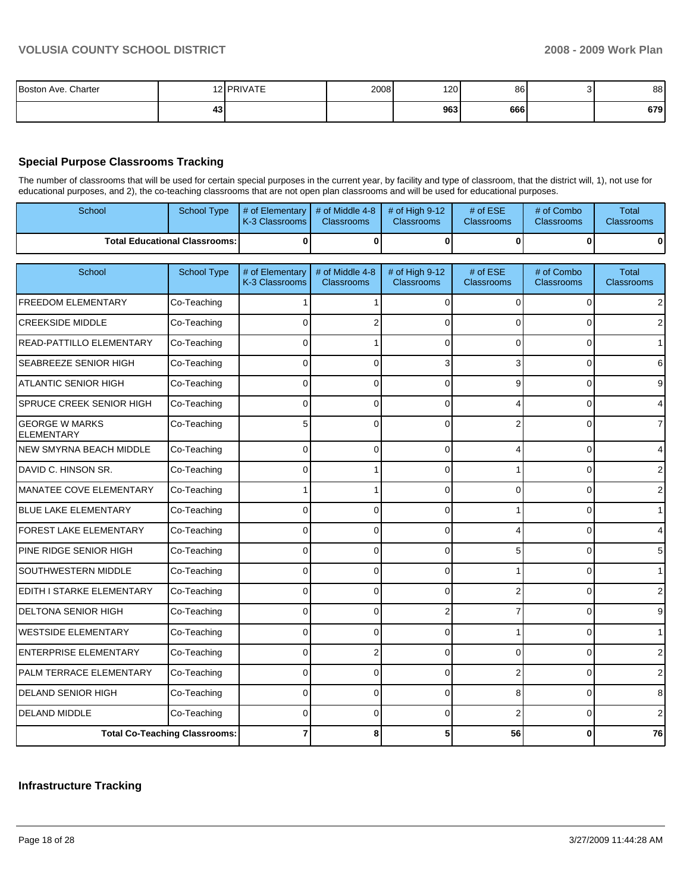| Boston Ave. Charter | 12 | PRIVATE | 2008 | 120 | 86 | 3 | 88 |
|---|---|---|---|---|---|---|---|
| | **43** | | | **963** | **666** | | **679** |

## Special Purpose Classrooms Tracking

The number of classrooms that will be used for certain special purposes in the current year, by facility and type of classroom, that the district will, 1), not use for educational purposes, and 2), the co-teaching classrooms that are not open plan classrooms and will be used for educational purposes.

| School | School Type | # of Elementary K-3 Classrooms | # of Middle 4-8 Classrooms | # of High 9-12 Classrooms | # of ESE Classrooms | # of Combo Classrooms | Total Classrooms |
|---|---|---|---|---|---|---|---|
| **Total Educational Classrooms:** | | **0** | **0** | **0** | **0** | **0** | **0** |

| School | School Type | # of Elementary K-3 Classrooms | # of Middle 4-8 Classrooms | # of High 9-12 Classrooms | # of ESE Classrooms | # of Combo Classrooms | Total Classrooms |
|---|---|---|---|---|---|---|---|
| FREEDOM ELEMENTARY | Co-Teaching | 1 | 1 | 0 | 0 | 0 | 2 |
| CREEKSIDE MIDDLE | Co-Teaching | 0 | 2 | 0 | 0 | 0 | 2 |
| READ-PATTILLO ELEMENTARY | Co-Teaching | 0 | 1 | 0 | 0 | 0 | 1 |
| SEABREEZE SENIOR HIGH | Co-Teaching | 0 | 0 | 3 | 3 | 0 | 6 |
| ATLANTIC SENIOR HIGH | Co-Teaching | 0 | 0 | 0 | 9 | 0 | 9 |
| SPRUCE CREEK SENIOR HIGH | Co-Teaching | 0 | 0 | 0 | 4 | 0 | 4 |
| GEORGE W MARKS ELEMENTARY | Co-Teaching | 5 | 0 | 0 | 2 | 0 | 7 |
| NEW SMYRNA BEACH MIDDLE | Co-Teaching | 0 | 0 | 0 | 4 | 0 | 4 |
| DAVID C. HINSON SR. | Co-Teaching | 0 | 1 | 0 | 1 | 0 | 2 |
| MANATEE COVE ELEMENTARY | Co-Teaching | 1 | 1 | 0 | 0 | 0 | 2 |
| BLUE LAKE ELEMENTARY | Co-Teaching | 0 | 0 | 0 | 1 | 0 | 1 |
| FOREST LAKE ELEMENTARY | Co-Teaching | 0 | 0 | 0 | 4 | 0 | 4 |
| PINE RIDGE SENIOR HIGH | Co-Teaching | 0 | 0 | 0 | 5 | 0 | 5 |
| SOUTHWESTERN MIDDLE | Co-Teaching | 0 | 0 | 0 | 1 | 0 | 1 |
| EDITH I STARKE ELEMENTARY | Co-Teaching | 0 | 0 | 0 | 2 | 0 | 2 |
| DELTONA SENIOR HIGH | Co-Teaching | 0 | 0 | 2 | 7 | 0 | 9 |
| WESTSIDE ELEMENTARY | Co-Teaching | 0 | 0 | 0 | 1 | 0 | 1 |
| ENTERPRISE ELEMENTARY | Co-Teaching | 0 | 2 | 0 | 0 | 0 | 2 |
| PALM TERRACE ELEMENTARY | Co-Teaching | 0 | 0 | 0 | 2 | 0 | 2 |
| DELAND SENIOR HIGH | Co-Teaching | 0 | 0 | 0 | 8 | 0 | 8 |
| DELAND MIDDLE | Co-Teaching | 0 | 0 | 0 | 2 | 0 | 2 |
| **Total Co-Teaching Classrooms:** | | **7** | **8** | **5** | **56** | **0** | **76** |

## Infrastructure Tracking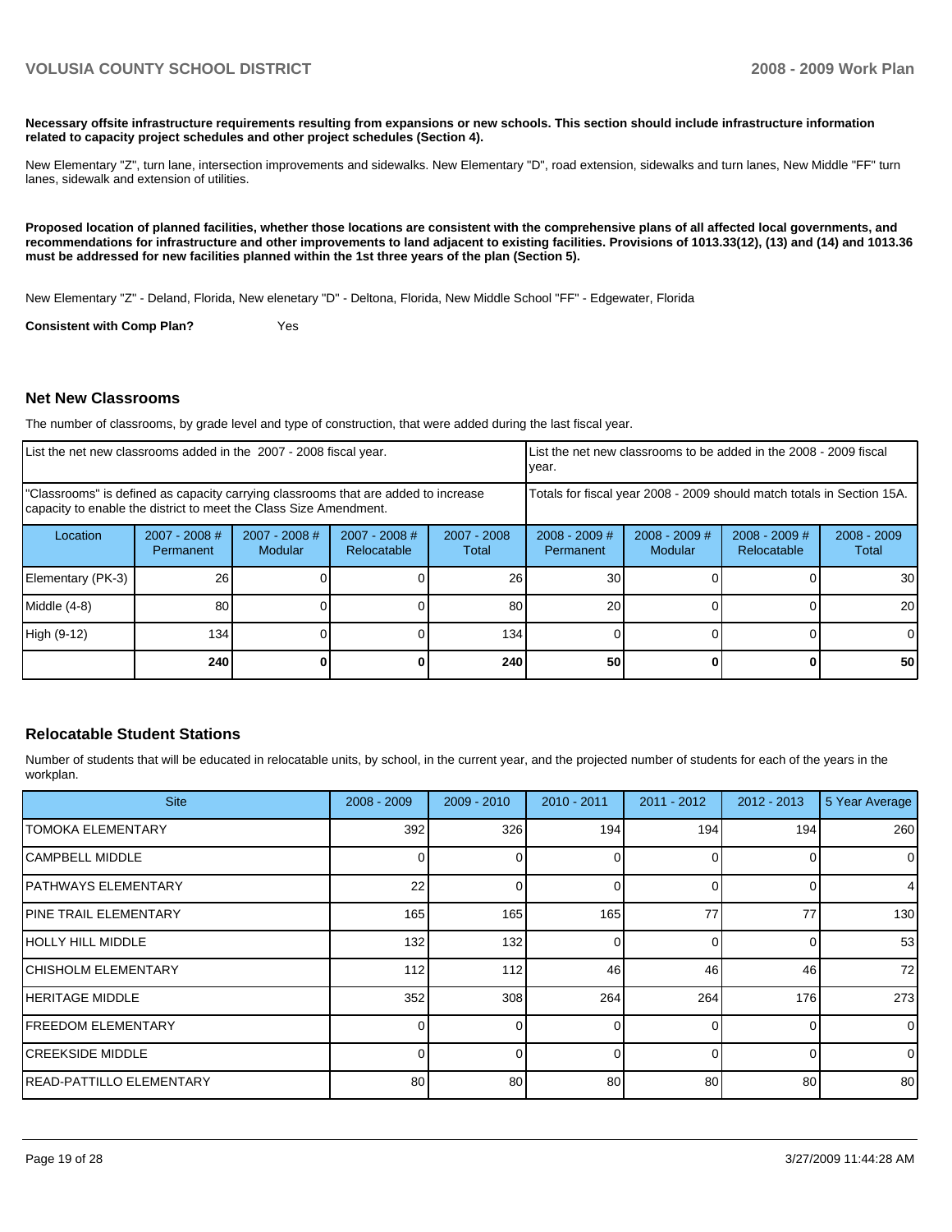**Necessary offsite infrastructure requirements resulting from expansions or new schools. This section should include infrastructure information related to capacity project schedules and other project schedules (Section 4).**

New Elementary "Z", turn lane, intersection improvements and sidewalks. New Elementary "D", road extension, sidewalks and turn lanes, New Middle "FF" turn lanes, sidewalk and extension of utilities.

**Proposed location of planned facilities, whether those locations are consistent with the comprehensive plans of all affected local governments, and recommendations for infrastructure and other improvements to land adjacent to existing facilities. Provisions of 1013.33(12), (13) and (14) and 1013.36 must be addressed for new facilities planned within the 1st three years of the plan (Section 5).**

New Elementary "Z" - Deland, Florida, New elenetary "D" - Deltona, Florida, New Middle School "FF" - Edgewater, Florida

**Consistent with Comp Plan?** Yes

## Net New Classrooms

The number of classrooms, by grade level and type of construction, that were added during the last fiscal year.

| List the net new classrooms added in the 2007 - 2008 fiscal year. | | | | | List the net new classrooms to be added in the 2008 - 2009 fiscal year. | | | |
|---|---|---|---|---|---|---|---|---|
| "Classrooms" is defined as capacity carrying classrooms that are added to increase capacity to enable the district to meet the Class Size Amendment. | | | | | Totals for fiscal year 2008 - 2009 should match totals in Section 15A. | | | |
| Location | 2007 - 2008 # Permanent | 2007 - 2008 # Modular | 2007 - 2008 # Relocatable | 2007 - 2008 Total | 2008 - 2009 # Permanent | 2008 - 2009 # Modular | 2008 - 2009 # Relocatable | 2008 - 2009 Total |
| Elementary (PK-3) | 26 | 0 | 0 | 26 | 30 | 0 | 0 | 30 |
| Middle (4-8) | 80 | 0 | 0 | 80 | 20 | 0 | 0 | 20 |
| High (9-12) | 134 | 0 | 0 | 134 | 0 | 0 | 0 | 0 |
| | **240** | **0** | **0** | **240** | **50** | **0** | **0** | **50** |

## Relocatable Student Stations

Number of students that will be educated in relocatable units, by school, in the current year, and the projected number of students for each of the years in the workplan.

| Site | 2008 - 2009 | 2009 - 2010 | 2010 - 2011 | 2011 - 2012 | 2012 - 2013 | 5 Year Average |
|---|---|---|---|---|---|---|
| TOMOKA ELEMENTARY | 392 | 326 | 194 | 194 | 194 | 260 |
| CAMPBELL MIDDLE | 0 | 0 | 0 | 0 | 0 | 0 |
| PATHWAYS ELEMENTARY | 22 | 0 | 0 | 0 | 0 | 4 |
| PINE TRAIL ELEMENTARY | 165 | 165 | 165 | 77 | 77 | 130 |
| HOLLY HILL MIDDLE | 132 | 132 | 0 | 0 | 0 | 53 |
| CHISHOLM ELEMENTARY | 112 | 112 | 46 | 46 | 46 | 72 |
| HERITAGE MIDDLE | 352 | 308 | 264 | 264 | 176 | 273 |
| FREEDOM ELEMENTARY | 0 | 0 | 0 | 0 | 0 | 0 |
| CREEKSIDE MIDDLE | 0 | 0 | 0 | 0 | 0 | 0 |
| READ-PATTILLO ELEMENTARY | 80 | 80 | 80 | 80 | 80 | 80 |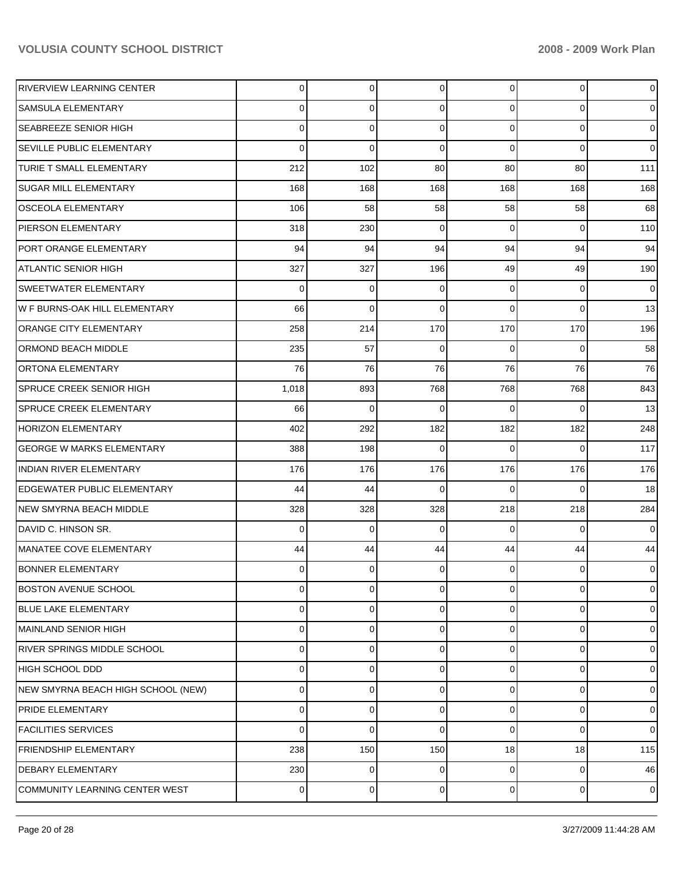| | | | | | | |
|---|---|---|---|---|---|---|
| RIVERVIEW LEARNING CENTER | 0 | 0 | 0 | 0 | 0 | 0 |
| SAMSULA ELEMENTARY | 0 | 0 | 0 | 0 | 0 | 0 |
| SEABREEZE SENIOR HIGH | 0 | 0 | 0 | 0 | 0 | 0 |
| SEVILLE PUBLIC ELEMENTARY | 0 | 0 | 0 | 0 | 0 | 0 |
| TURIE T SMALL ELEMENTARY | 212 | 102 | 80 | 80 | 80 | 111 |
| SUGAR MILL ELEMENTARY | 168 | 168 | 168 | 168 | 168 | 168 |
| OSCEOLA ELEMENTARY | 106 | 58 | 58 | 58 | 58 | 68 |
| PIERSON ELEMENTARY | 318 | 230 | 0 | 0 | 0 | 110 |
| PORT ORANGE ELEMENTARY | 94 | 94 | 94 | 94 | 94 | 94 |
| ATLANTIC SENIOR HIGH | 327 | 327 | 196 | 49 | 49 | 190 |
| SWEETWATER ELEMENTARY | 0 | 0 | 0 | 0 | 0 | 0 |
| W F BURNS-OAK HILL ELEMENTARY | 66 | 0 | 0 | 0 | 0 | 13 |
| ORANGE CITY ELEMENTARY | 258 | 214 | 170 | 170 | 170 | 196 |
| ORMOND BEACH MIDDLE | 235 | 57 | 0 | 0 | 0 | 58 |
| ORTONA ELEMENTARY | 76 | 76 | 76 | 76 | 76 | 76 |
| SPRUCE CREEK SENIOR HIGH | 1,018 | 893 | 768 | 768 | 768 | 843 |
| SPRUCE CREEK ELEMENTARY | 66 | 0 | 0 | 0 | 0 | 13 |
| HORIZON ELEMENTARY | 402 | 292 | 182 | 182 | 182 | 248 |
| GEORGE W MARKS ELEMENTARY | 388 | 198 | 0 | 0 | 0 | 117 |
| INDIAN RIVER ELEMENTARY | 176 | 176 | 176 | 176 | 176 | 176 |
| EDGEWATER PUBLIC ELEMENTARY | 44 | 44 | 0 | 0 | 0 | 18 |
| NEW SMYRNA BEACH MIDDLE | 328 | 328 | 328 | 218 | 218 | 284 |
| DAVID C. HINSON SR. | 0 | 0 | 0 | 0 | 0 | 0 |
| MANATEE COVE ELEMENTARY | 44 | 44 | 44 | 44 | 44 | 44 |
| BONNER ELEMENTARY | 0 | 0 | 0 | 0 | 0 | 0 |
| BOSTON AVENUE SCHOOL | 0 | 0 | 0 | 0 | 0 | 0 |
| BLUE LAKE ELEMENTARY | 0 | 0 | 0 | 0 | 0 | 0 |
| MAINLAND SENIOR HIGH | 0 | 0 | 0 | 0 | 0 | 0 |
| RIVER SPRINGS MIDDLE SCHOOL | 0 | 0 | 0 | 0 | 0 | 0 |
| HIGH SCHOOL DDD | 0 | 0 | 0 | 0 | 0 | 0 |
| NEW SMYRNA BEACH HIGH SCHOOL (NEW) | 0 | 0 | 0 | 0 | 0 | 0 |
| PRIDE ELEMENTARY | 0 | 0 | 0 | 0 | 0 | 0 |
| FACILITIES SERVICES | 0 | 0 | 0 | 0 | 0 | 0 |
| FRIENDSHIP ELEMENTARY | 238 | 150 | 150 | 18 | 18 | 115 |
| DEBARY ELEMENTARY | 230 | 0 | 0 | 0 | 0 | 46 |
| COMMUNITY LEARNING CENTER WEST | 0 | 0 | 0 | 0 | 0 | 0 |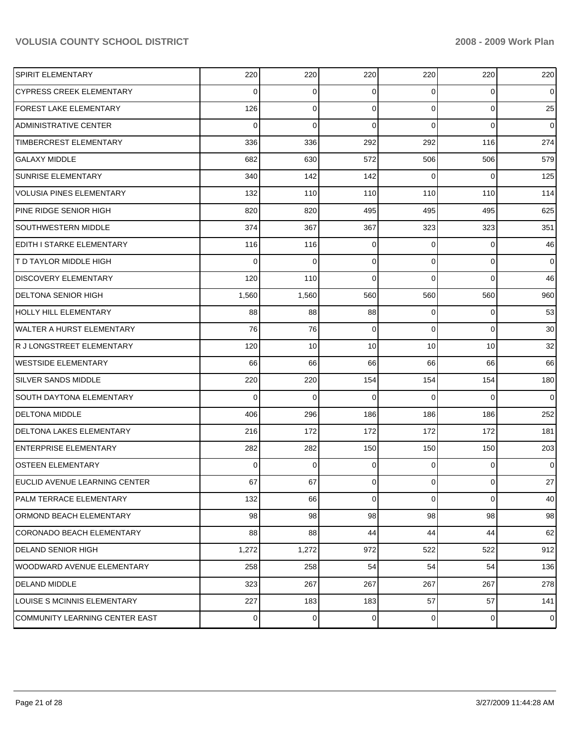| | | | | | | |
|---|---|---|---|---|---|---|
| SPIRIT ELEMENTARY | 220 | 220 | 220 | 220 | 220 | 220 |
| CYPRESS CREEK ELEMENTARY | 0 | 0 | 0 | 0 | 0 | 0 |
| FOREST LAKE ELEMENTARY | 126 | 0 | 0 | 0 | 0 | 25 |
| ADMINISTRATIVE CENTER | 0 | 0 | 0 | 0 | 0 | 0 |
| TIMBERCREST ELEMENTARY | 336 | 336 | 292 | 292 | 116 | 274 |
| GALAXY MIDDLE | 682 | 630 | 572 | 506 | 506 | 579 |
| SUNRISE ELEMENTARY | 340 | 142 | 142 | 0 | 0 | 125 |
| VOLUSIA PINES ELEMENTARY | 132 | 110 | 110 | 110 | 110 | 114 |
| PINE RIDGE SENIOR HIGH | 820 | 820 | 495 | 495 | 495 | 625 |
| SOUTHWESTERN MIDDLE | 374 | 367 | 367 | 323 | 323 | 351 |
| EDITH I STARKE ELEMENTARY | 116 | 116 | 0 | 0 | 0 | 46 |
| T D TAYLOR MIDDLE HIGH | 0 | 0 | 0 | 0 | 0 | 0 |
| DISCOVERY ELEMENTARY | 120 | 110 | 0 | 0 | 0 | 46 |
| DELTONA SENIOR HIGH | 1,560 | 1,560 | 560 | 560 | 560 | 960 |
| HOLLY HILL ELEMENTARY | 88 | 88 | 88 | 0 | 0 | 53 |
| WALTER A HURST ELEMENTARY | 76 | 76 | 0 | 0 | 0 | 30 |
| R J LONGSTREET ELEMENTARY | 120 | 10 | 10 | 10 | 10 | 32 |
| WESTSIDE ELEMENTARY | 66 | 66 | 66 | 66 | 66 | 66 |
| SILVER SANDS MIDDLE | 220 | 220 | 154 | 154 | 154 | 180 |
| SOUTH DAYTONA ELEMENTARY | 0 | 0 | 0 | 0 | 0 | 0 |
| DELTONA MIDDLE | 406 | 296 | 186 | 186 | 186 | 252 |
| DELTONA LAKES ELEMENTARY | 216 | 172 | 172 | 172 | 172 | 181 |
| ENTERPRISE ELEMENTARY | 282 | 282 | 150 | 150 | 150 | 203 |
| OSTEEN ELEMENTARY | 0 | 0 | 0 | 0 | 0 | 0 |
| EUCLID AVENUE LEARNING CENTER | 67 | 67 | 0 | 0 | 0 | 27 |
| PALM TERRACE ELEMENTARY | 132 | 66 | 0 | 0 | 0 | 40 |
| ORMOND BEACH ELEMENTARY | 98 | 98 | 98 | 98 | 98 | 98 |
| CORONADO BEACH ELEMENTARY | 88 | 88 | 44 | 44 | 44 | 62 |
| DELAND SENIOR HIGH | 1,272 | 1,272 | 972 | 522 | 522 | 912 |
| WOODWARD AVENUE ELEMENTARY | 258 | 258 | 54 | 54 | 54 | 136 |
| DELAND MIDDLE | 323 | 267 | 267 | 267 | 267 | 278 |
| LOUISE S MCINNIS ELEMENTARY | 227 | 183 | 183 | 57 | 57 | 141 |
| COMMUNITY LEARNING CENTER EAST | 0 | 0 | 0 | 0 | 0 | 0 |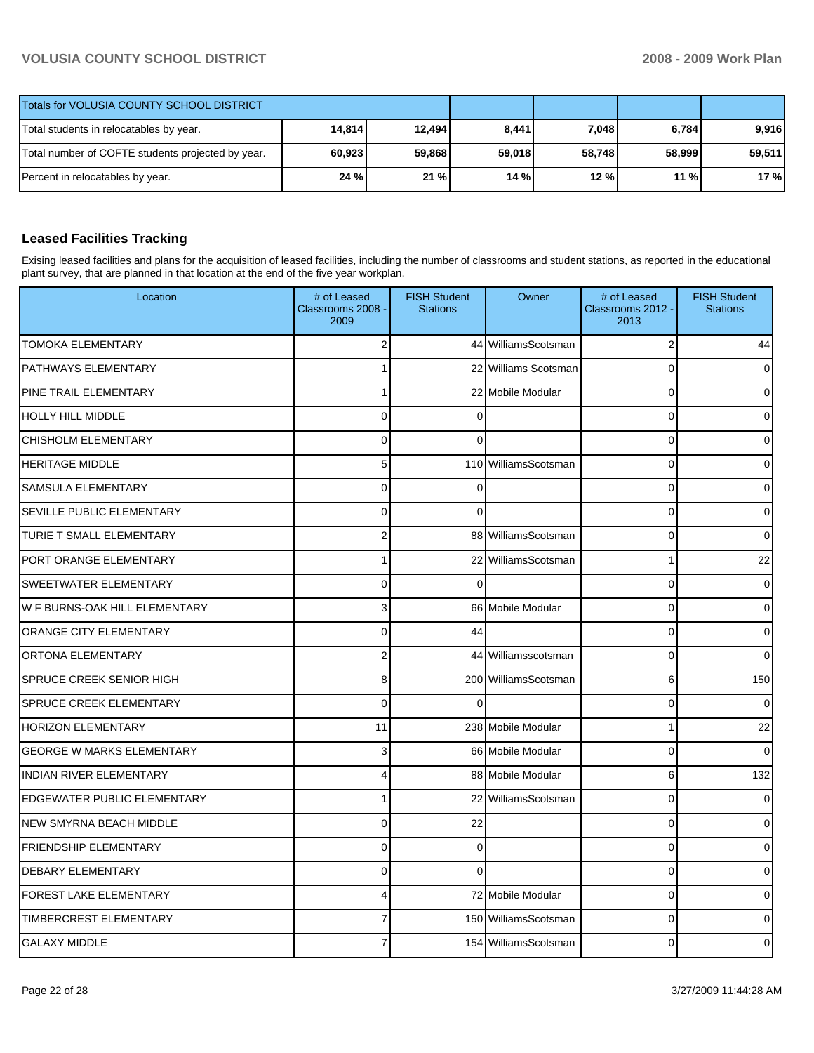| Totals for VOLUSIA COUNTY SCHOOL DISTRICT | | | | | | |
|---|---|---|---|---|---|---|
| Total students in relocatables by year. | 14,814 | 12,494 | 8,441 | 7,048 | 6,784 | 9,916 |
| Total number of COFTE students projected by year. | 60,923 | 59,868 | 59,018 | 58,748 | 58,999 | 59,511 |
| Percent in relocatables by year. | 24 % | 21 % | 14 % | 12 % | 11 % | 17 % |

## Leased Facilities Tracking

Exising leased facilities and plans for the acquisition of leased facilities, including the number of classrooms and student stations, as reported in the educational plant survey, that are planned in that location at the end of the five year workplan.

| Location | # of Leased Classrooms 2008 - 2009 | FISH Student Stations | Owner | # of Leased Classrooms 2012 - 2013 | FISH Student Stations |
|---|---|---|---|---|---|
| TOMOKA ELEMENTARY | 2 | 44 | WilliamsScotsman | 2 | 44 |
| PATHWAYS ELEMENTARY | 1 | 22 | Williams Scotsman | 0 | 0 |
| PINE TRAIL ELEMENTARY | 1 | 22 | Mobile Modular | 0 | 0 |
| HOLLY HILL MIDDLE | 0 | 0 | | 0 | 0 |
| CHISHOLM ELEMENTARY | 0 | 0 | | 0 | 0 |
| HERITAGE MIDDLE | 5 | 110 | WilliamsScotsman | 0 | 0 |
| SAMSULA ELEMENTARY | 0 | 0 | | 0 | 0 |
| SEVILLE PUBLIC ELEMENTARY | 0 | 0 | | 0 | 0 |
| TURIE T SMALL ELEMENTARY | 2 | 88 | WilliamsScotsman | 0 | 0 |
| PORT ORANGE ELEMENTARY | 1 | 22 | WilliamsScotsman | 1 | 22 |
| SWEETWATER ELEMENTARY | 0 | 0 | | 0 | 0 |
| W F BURNS-OAK HILL ELEMENTARY | 3 | 66 | Mobile Modular | 0 | 0 |
| ORANGE CITY ELEMENTARY | 0 | 44 | | 0 | 0 |
| ORTONA ELEMENTARY | 2 | 44 | Williamsscotsman | 0 | 0 |
| SPRUCE CREEK SENIOR HIGH | 8 | 200 | WilliamsScotsman | 6 | 150 |
| SPRUCE CREEK ELEMENTARY | 0 | 0 | | 0 | 0 |
| HORIZON ELEMENTARY | 11 | 238 | Mobile Modular | 1 | 22 |
| GEORGE W MARKS ELEMENTARY | 3 | 66 | Mobile Modular | 0 | 0 |
| INDIAN RIVER ELEMENTARY | 4 | 88 | Mobile Modular | 6 | 132 |
| EDGEWATER PUBLIC ELEMENTARY | 1 | 22 | WilliamsScotsman | 0 | 0 |
| NEW SMYRNA BEACH MIDDLE | 0 | 22 | | 0 | 0 |
| FRIENDSHIP ELEMENTARY | 0 | 0 | | 0 | 0 |
| DEBARY ELEMENTARY | 0 | 0 | | 0 | 0 |
| FOREST LAKE ELEMENTARY | 4 | 72 | Mobile Modular | 0 | 0 |
| TIMBERCREST ELEMENTARY | 7 | 150 | WilliamsScotsman | 0 | 0 |
| GALAXY MIDDLE | 7 | 154 | WilliamsScotsman | 0 | 0 |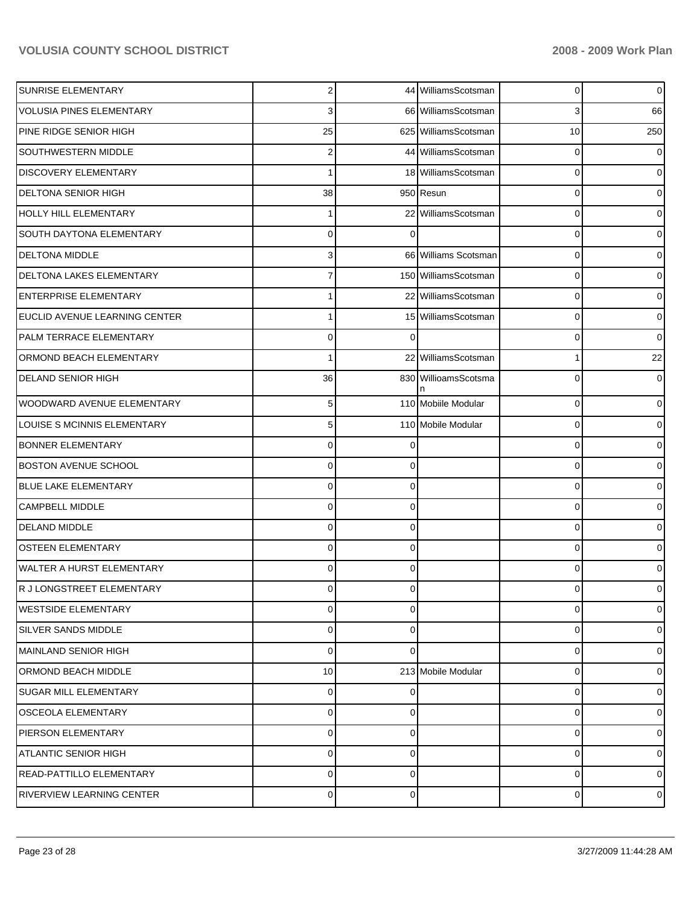| | | | | | |
|---|---|---|---|---|---|
| SUNRISE ELEMENTARY | 2 | 44 | WilliamsScotsman | 0 | 0 |
| VOLUSIA PINES ELEMENTARY | 3 | 66 | WilliamsScotsman | 3 | 66 |
| PINE RIDGE SENIOR HIGH | 25 | 625 | WilliamsScotsman | 10 | 250 |
| SOUTHWESTERN MIDDLE | 2 | 44 | WilliamsScotsman | 0 | 0 |
| DISCOVERY ELEMENTARY | 1 | 18 | WilliamsScotsman | 0 | 0 |
| DELTONA SENIOR HIGH | 38 | 950 | Resun | 0 | 0 |
| HOLLY HILL ELEMENTARY | 1 | 22 | WilliamsScotsman | 0 | 0 |
| SOUTH DAYTONA ELEMENTARY | 0 | 0 | | 0 | 0 |
| DELTONA MIDDLE | 3 | 66 | Williams Scotsman | 0 | 0 |
| DELTONA LAKES ELEMENTARY | 7 | 150 | WilliamsScotsman | 0 | 0 |
| ENTERPRISE ELEMENTARY | 1 | 22 | WilliamsScotsman | 0 | 0 |
| EUCLID AVENUE LEARNING CENTER | 1 | 15 | WilliamsScotsman | 0 | 0 |
| PALM TERRACE ELEMENTARY | 0 | 0 | | 0 | 0 |
| ORMOND BEACH ELEMENTARY | 1 | 22 | WilliamsScotsman | 1 | 22 |
| DELAND SENIOR HIGH | 36 | 830 | WillioamsScotsman | 0 | 0 |
| WOODWARD AVENUE ELEMENTARY | 5 | 110 | Mobiile Modular | 0 | 0 |
| LOUISE S MCINNIS ELEMENTARY | 5 | 110 | Mobile Modular | 0 | 0 |
| BONNER ELEMENTARY | 0 | 0 | | 0 | 0 |
| BOSTON AVENUE SCHOOL | 0 | 0 | | 0 | 0 |
| BLUE LAKE ELEMENTARY | 0 | 0 | | 0 | 0 |
| CAMPBELL MIDDLE | 0 | 0 | | 0 | 0 |
| DELAND MIDDLE | 0 | 0 | | 0 | 0 |
| OSTEEN ELEMENTARY | 0 | 0 | | 0 | 0 |
| WALTER A HURST ELEMENTARY | 0 | 0 | | 0 | 0 |
| R J LONGSTREET ELEMENTARY | 0 | 0 | | 0 | 0 |
| WESTSIDE ELEMENTARY | 0 | 0 | | 0 | 0 |
| SILVER SANDS MIDDLE | 0 | 0 | | 0 | 0 |
| MAINLAND SENIOR HIGH | 0 | 0 | | 0 | 0 |
| ORMOND BEACH MIDDLE | 10 | 213 | Mobile Modular | 0 | 0 |
| SUGAR MILL ELEMENTARY | 0 | 0 | | 0 | 0 |
| OSCEOLA ELEMENTARY | 0 | 0 | | 0 | 0 |
| PIERSON ELEMENTARY | 0 | 0 | | 0 | 0 |
| ATLANTIC SENIOR HIGH | 0 | 0 | | 0 | 0 |
| READ-PATTILLO ELEMENTARY | 0 | 0 | | 0 | 0 |
| RIVERVIEW LEARNING CENTER | 0 | 0 | | 0 | 0 |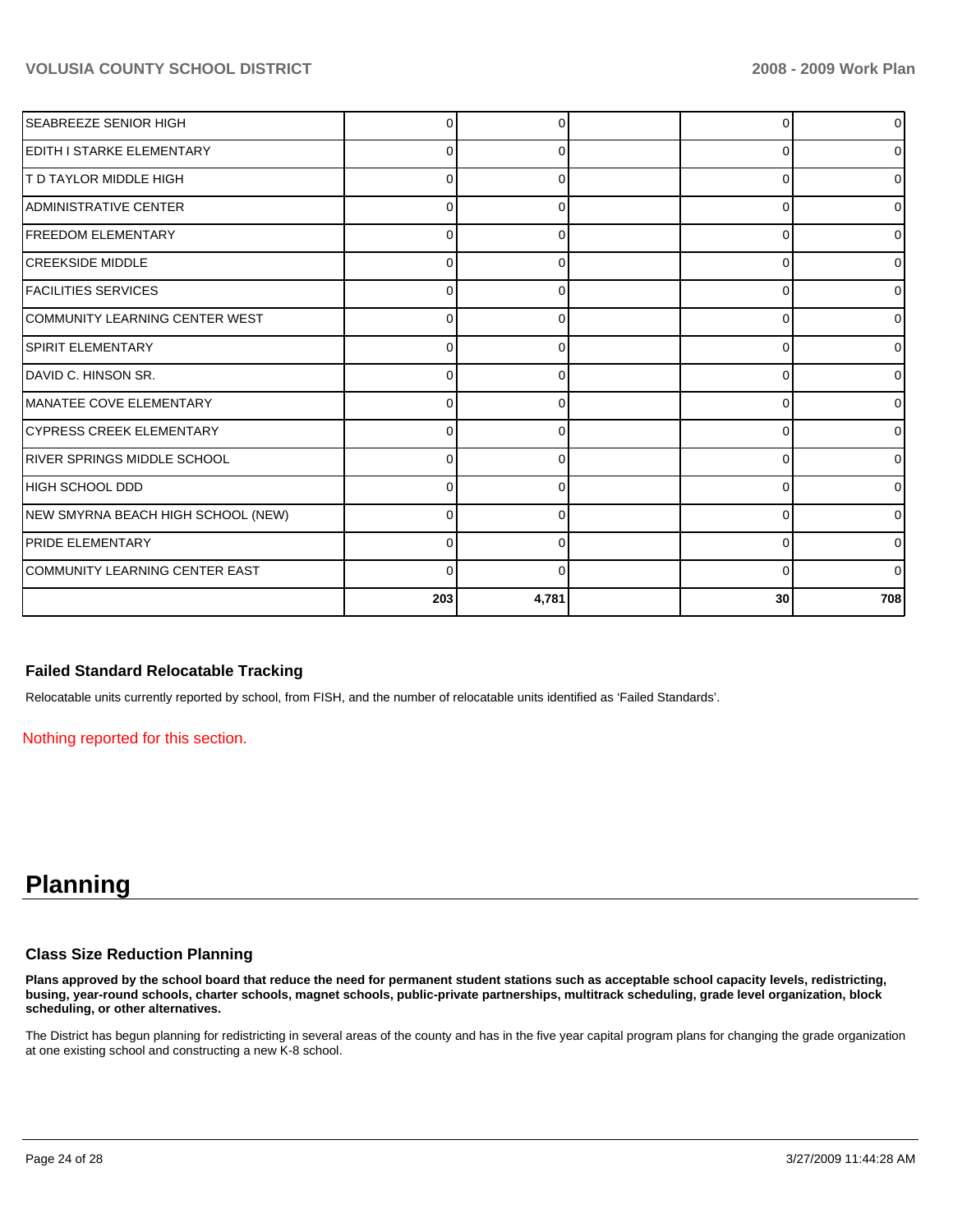| | | | | | |
|---|---|---|---|---|---|
| SEABREEZE SENIOR HIGH | 0 | 0 | | 0 | 0 |
| EDITH I STARKE ELEMENTARY | 0 | 0 | | 0 | 0 |
| T D TAYLOR MIDDLE HIGH | 0 | 0 | | 0 | 0 |
| ADMINISTRATIVE CENTER | 0 | 0 | | 0 | 0 |
| FREEDOM ELEMENTARY | 0 | 0 | | 0 | 0 |
| CREEKSIDE MIDDLE | 0 | 0 | | 0 | 0 |
| FACILITIES SERVICES | 0 | 0 | | 0 | 0 |
| COMMUNITY LEARNING CENTER WEST | 0 | 0 | | 0 | 0 |
| SPIRIT ELEMENTARY | 0 | 0 | | 0 | 0 |
| DAVID C. HINSON SR. | 0 | 0 | | 0 | 0 |
| MANATEE COVE ELEMENTARY | 0 | 0 | | 0 | 0 |
| CYPRESS CREEK ELEMENTARY | 0 | 0 | | 0 | 0 |
| RIVER SPRINGS MIDDLE SCHOOL | 0 | 0 | | 0 | 0 |
| HIGH SCHOOL DDD | 0 | 0 | | 0 | 0 |
| NEW SMYRNA BEACH HIGH SCHOOL (NEW) | 0 | 0 | | 0 | 0 |
| PRIDE ELEMENTARY | 0 | 0 | | 0 | 0 |
| COMMUNITY LEARNING CENTER EAST | 0 | 0 | | 0 | 0 |
| | 203 | 4,781 | | 30 | 708 |

### Failed Standard Relocatable Tracking

Relocatable units currently reported by school, from FISH, and the number of relocatable units identified as 'Failed Standards'.

Nothing reported for this section.

# Planning

### Class Size Reduction Planning

**Plans approved by the school board that reduce the need for permanent student stations such as acceptable school capacity levels, redistricting, busing, year-round schools, charter schools, magnet schools, public-private partnerships, multitrack scheduling, grade level organization, block scheduling, or other alternatives.**

The District has begun planning for redistricting in several areas of the county and has in the five year capital program plans for changing the grade organization at one existing school and constructing a new K-8 school.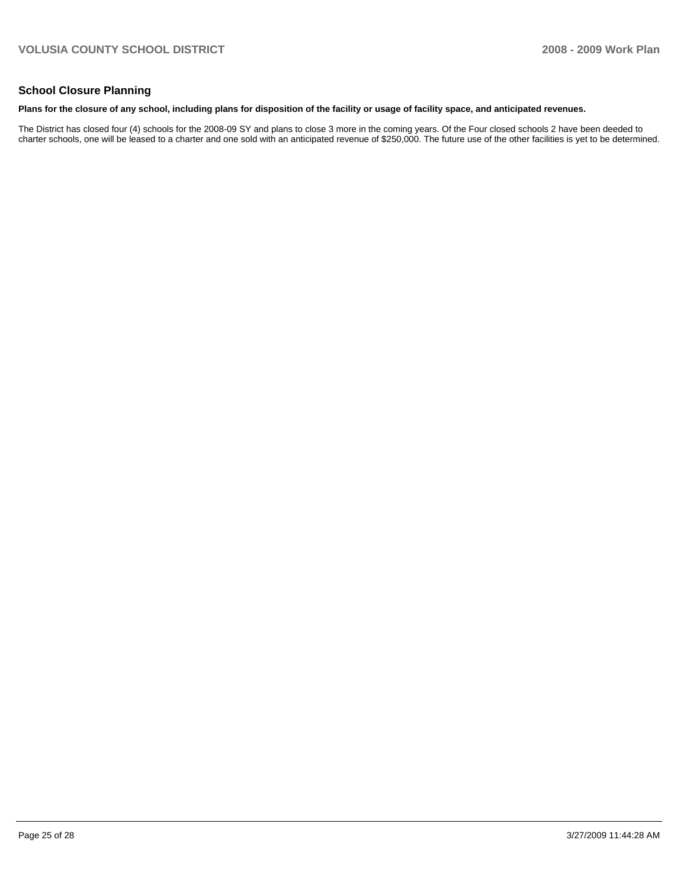## School Closure Planning

**Plans for the closure of any school, including plans for disposition of the facility or usage of facility space, and anticipated revenues.**

The District has closed four (4) schools for the 2008-09 SY and plans to close 3 more in the coming years. Of the Four closed schools 2 have been deeded to charter schools, one will be leased to a charter and one sold with an anticipated revenue of $250,000. The future use of the other facilities is yet to be determined.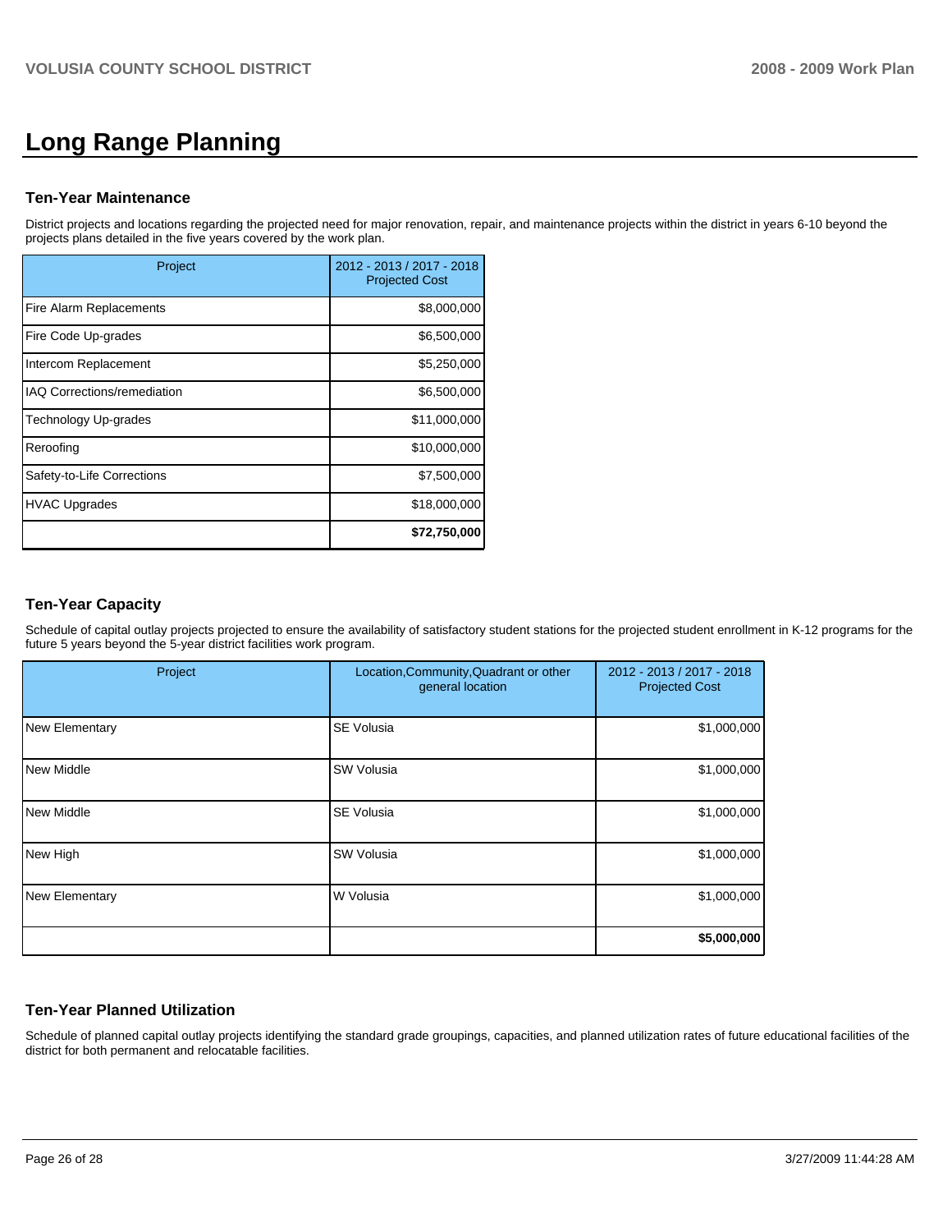# Long Range Planning

## Ten-Year Maintenance

District projects and locations regarding the projected need for major renovation, repair, and maintenance projects within the district in years 6-10 beyond the projects plans detailed in the five years covered by the work plan.

| Project | 2012 - 2013 / 2017 - 2018 Projected Cost |
|---|---|
| Fire Alarm Replacements | $8,000,000 |
| Fire Code Up-grades | $6,500,000 |
| Intercom Replacement | $5,250,000 |
| IAQ Corrections/remediation | $6,500,000 |
| Technology Up-grades | $11,000,000 |
| Reroofing | $10,000,000 |
| Safety-to-Life Corrections | $7,500,000 |
| HVAC Upgrades | $18,000,000 |
| | **$72,750,000** |

## Ten-Year Capacity

Schedule of capital outlay projects projected to ensure the availability of satisfactory student stations for the projected student enrollment in K-12 programs for the future 5 years beyond the 5-year district facilities work program.

| Project | Location,Community,Quadrant or other general location | 2012 - 2013 / 2017 - 2018 Projected Cost |
|---|---|---|
| New Elementary | SE Volusia | $1,000,000 |
| New Middle | SW Volusia | $1,000,000 |
| New Middle | SE Volusia | $1,000,000 |
| New High | SW Volusia | $1,000,000 |
| New Elementary | W Volusia | $1,000,000 |
| | | **$5,000,000** |

## Ten-Year Planned Utilization

Schedule of planned capital outlay projects identifying the standard grade groupings, capacities, and planned utilization rates of future educational facilities of the district for both permanent and relocatable facilities.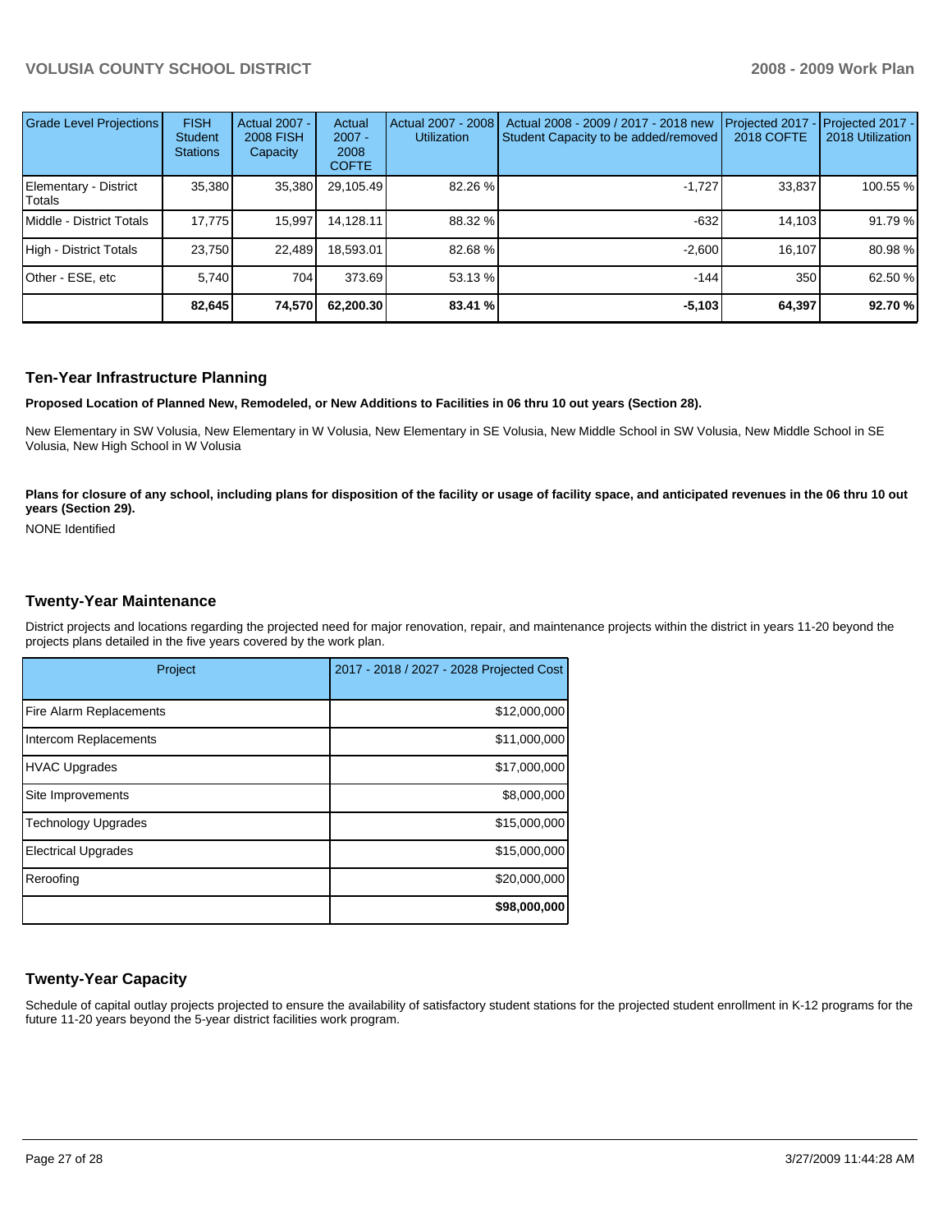| Grade Level Projections | FISH Student Stations | Actual 2007 - 2008 FISH Capacity | Actual 2007 - 2008 COFTE | Actual 2007 - 2008 Utilization | Actual 2008 - 2009 / 2017 - 2018 new Student Capacity to be added/removed | Projected 2017 - 2018 COFTE | Projected 2017 - 2018 Utilization |
|---|---|---|---|---|---|---|---|
| Elementary - District Totals | 35,380 | 35,380 | 29,105.49 | 82.26 % | -1,727 | 33,837 | 100.55 % |
| Middle - District Totals | 17,775 | 15,997 | 14,128.11 | 88.32 % | -632 | 14,103 | 91.79 % |
| High - District Totals | 23,750 | 22,489 | 18,593.01 | 82.68 % | -2,600 | 16,107 | 80.98 % |
| Other - ESE, etc | 5,740 | 704 | 373.69 | 53.13 % | -144 | 350 | 62.50 % |
| | **82,645** | **74,570** | **62,200.30** | **83.41 %** | **-5,103** | **64,397** | **92.70 %** |

## Ten-Year Infrastructure Planning

**Proposed Location of Planned New, Remodeled, or New Additions to Facilities in 06 thru 10 out years (Section 28).**

New Elementary in SW Volusia, New Elementary in W Volusia, New Elementary in SE Volusia, New Middle School in SW Volusia, New Middle School in SE Volusia, New High School in W Volusia

**Plans for closure of any school, including plans for disposition of the facility or usage of facility space, and anticipated revenues in the 06 thru 10 out years (Section 29).**

NONE Identified

## Twenty-Year Maintenance

District projects and locations regarding the projected need for major renovation, repair, and maintenance projects within the district in years 11-20 beyond the projects plans detailed in the five years covered by the work plan.

| Project | 2017 - 2018 / 2027 - 2028 Projected Cost |
|---|---|
| Fire Alarm Replacements | $12,000,000 |
| Intercom Replacements | $11,000,000 |
| HVAC Upgrades | $17,000,000 |
| Site Improvements | $8,000,000 |
| Technology Upgrades | $15,000,000 |
| Electrical Upgrades | $15,000,000 |
| Reroofing | $20,000,000 |
| | **$98,000,000** |

## Twenty-Year Capacity

Schedule of capital outlay projects projected to ensure the availability of satisfactory student stations for the projected student enrollment in K-12 programs for the future 11-20 years beyond the 5-year district facilities work program.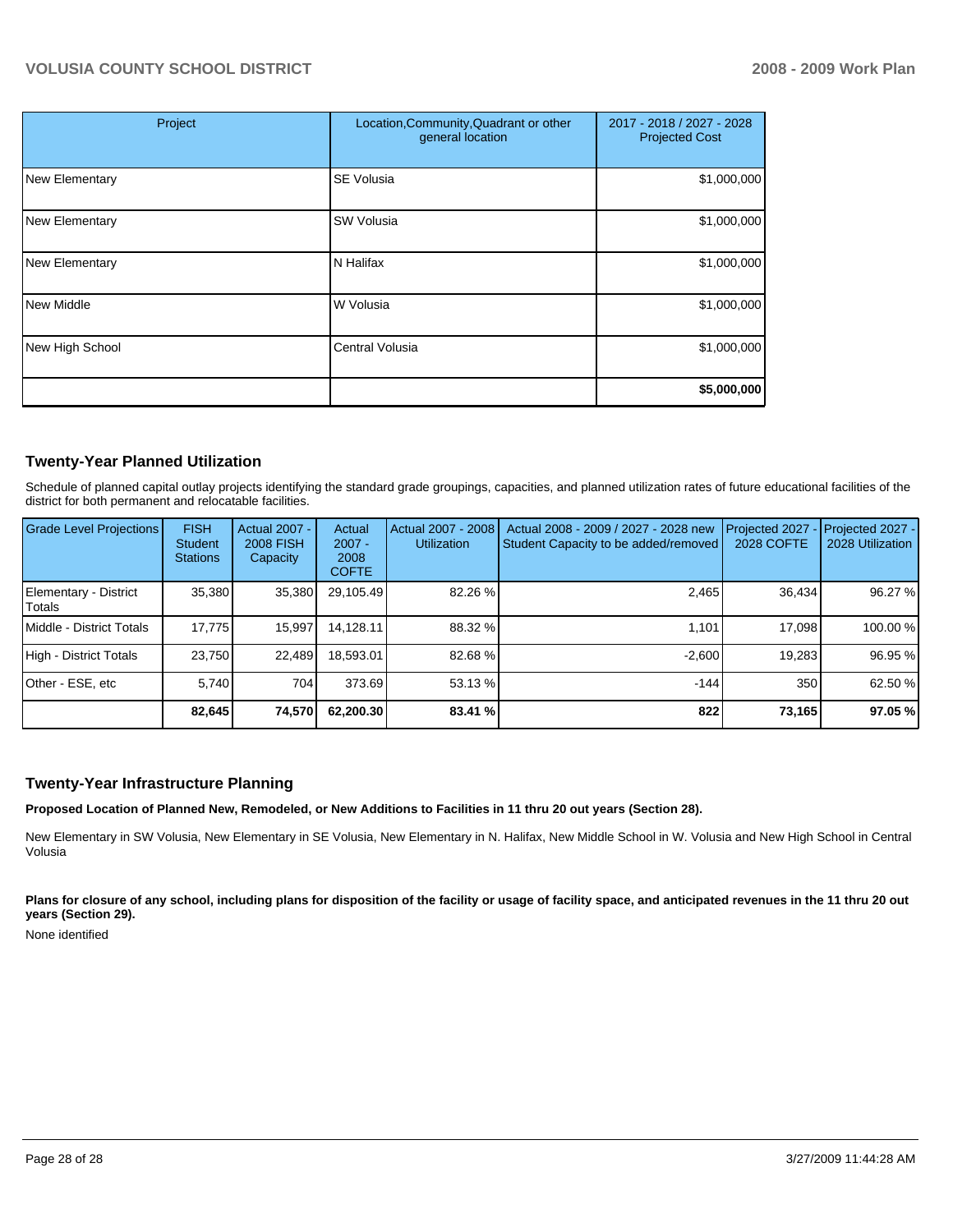| Project | Location,Community,Quadrant or other general location | 2017 - 2018 / 2027 - 2028 Projected Cost |
|---|---|---|
| New Elementary | SE Volusia | $1,000,000 |
| New Elementary | SW Volusia | $1,000,000 |
| New Elementary | N Halifax | $1,000,000 |
| New Middle | W Volusia | $1,000,000 |
| New High School | Central Volusia | $1,000,000 |
| | | **$5,000,000** |

## Twenty-Year Planned Utilization

Schedule of planned capital outlay projects identifying the standard grade groupings, capacities, and planned utilization rates of future educational facilities of the district for both permanent and relocatable facilities.

| Grade Level Projections | FISH Student Stations | Actual 2007 - 2008 FISH Capacity | Actual 2007 - 2008 COFTE | Actual 2007 - 2008 Utilization | Actual 2008 - 2009 / 2027 - 2028 new Student Capacity to be added/removed | Projected 2027 - 2028 COFTE | Projected 2027 - 2028 Utilization |
|---|---|---|---|---|---|---|---|
| Elementary - District Totals | 35,380 | 35,380 | 29,105.49 | 82.26 % | 2,465 | 36,434 | 96.27 % |
| Middle - District Totals | 17,775 | 15,997 | 14,128.11 | 88.32 % | 1,101 | 17,098 | 100.00 % |
| High - District Totals | 23,750 | 22,489 | 18,593.01 | 82.68 % | -2,600 | 19,283 | 96.95 % |
| Other - ESE, etc | 5,740 | 704 | 373.69 | 53.13 % | -144 | 350 | 62.50 % |
| | **82,645** | **74,570** | **62,200.30** | **83.41 %** | **822** | **73,165** | **97.05 %** |

## Twenty-Year Infrastructure Planning

**Proposed Location of Planned New, Remodeled, or New Additions to Facilities in 11 thru 20 out years (Section 28).**

New Elementary in SW Volusia, New Elementary in SE Volusia, New Elementary in N. Halifax, New Middle School in W. Volusia and New High School in Central Volusia

**Plans for closure of any school, including plans for disposition of the facility or usage of facility space, and anticipated revenues in the 11 thru 20 out years (Section 29).**

None identified